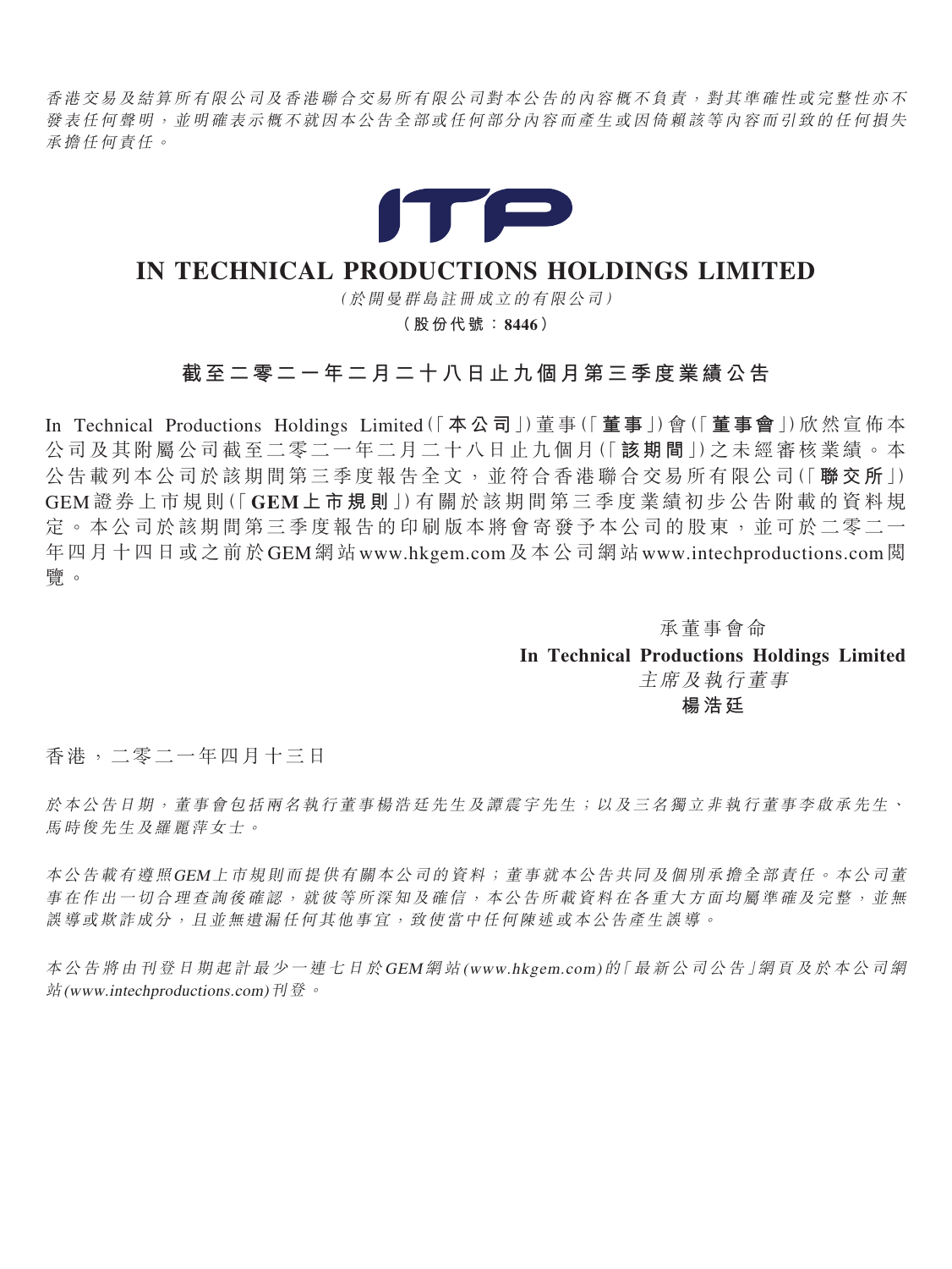*香港交易及結算所有限公司及香港聯合交易所有限公司對本公告的內容概不負責，對其準確性或完整性亦不發表任何聲明，並明確表示概不就因本公告全部或任何部分內容而產生或因倚賴該等內容而引致的任何損失承擔任何責任。*

# IN TECHNICAL PRODUCTIONS HOLDINGS LIMITED

*（於開曼群島註冊成立的有限公司）*

**（股份代號：8446）**

## 截至二零二一年二月二十八日止九個月第三季度業績公告

In Technical Productions Holdings Limited（「**本公司**」）董事（「**董事**」）會（「**董事會**」）欣然宣佈本公司及其附屬公司截至二零二一年二月二十八日止九個月（「**該期間**」）之未經審核業績。本公告載列本公司於該期間第三季度報告全文，並符合香港聯合交易所有限公司（「**聯交所**」）GEM證券上市規則（「**GEM上市規則**」）有關於該期間第三季度業績初步公告附載的資料規定。本公司於該期間第三季度報告的印刷版本將會寄發予本公司的股東，並可於二零二一年四月十四日或之前於GEM網站www.hkgem.com及本公司網站www.intechproductions.com閱覽。

承董事會命
**In Technical Productions Holdings Limited**
*主席及執行董事*
**楊浩廷**

香港，二零二一年四月十三日

*於本公告日期，董事會包括兩名執行董事楊浩廷先生及譚震宇先生；以及三名獨立非執行董事李啟承先生、馬時俊先生及羅麗萍女士。*

*本公告載有遵照GEM上市規則而提供有關本公司的資料；董事就本公告共同及個別承擔全部責任。本公司董事在作出一切合理查詢後確認，就彼等所深知及確信，本公告所載資料在各重大方面均屬準確及完整，並無誤導或欺詐成分，且並無遺漏任何其他事宜，致使當中任何陳述或本公告產生誤導。*

*本公告將由刊登日期起計最少一連七日於GEM網站(www.hkgem.com)的「最新公司公告」網頁及於本公司網站(www.intechproductions.com)刊登。*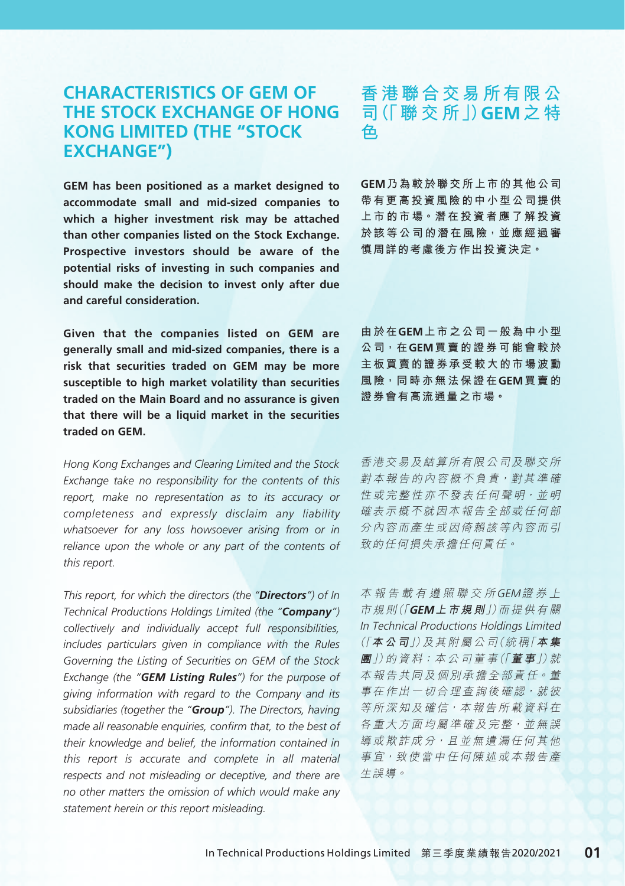## CHARACTERISTICS OF GEM OF THE STOCK EXCHANGE OF HONG KONG LIMITED (THE "STOCK EXCHANGE")

**GEM has been positioned as a market designed to accommodate small and mid-sized companies to which a higher investment risk may be attached than other companies listed on the Stock Exchange. Prospective investors should be aware of the potential risks of investing in such companies and should make the decision to invest only after due and careful consideration.**

**Given that the companies listed on GEM are generally small and mid-sized companies, there is a risk that securities traded on GEM may be more susceptible to high market volatility than securities traded on the Main Board and no assurance is given that there will be a liquid market in the securities traded on GEM.**

*Hong Kong Exchanges and Clearing Limited and the Stock Exchange take no responsibility for the contents of this report, make no representation as to its accuracy or completeness and expressly disclaim any liability whatsoever for any loss howsoever arising from or in reliance upon the whole or any part of the contents of this report.*

*This report, for which the directors (the "**Directors**") of In Technical Productions Holdings Limited (the "**Company**") collectively and individually accept full responsibilities, includes particulars given in compliance with the Rules Governing the Listing of Securities on GEM of the Stock Exchange (the "**GEM Listing Rules**") for the purpose of giving information with regard to the Company and its subsidiaries (together the "**Group**"). The Directors, having made all reasonable enquiries, confirm that, to the best of their knowledge and belief, the information contained in this report is accurate and complete in all material respects and not misleading or deceptive, and there are no other matters the omission of which would make any statement herein or this report misleading.*

## 香港聯合交易所有限公司(「聯交所」)GEM之特色

**GEM乃為較於聯交所上市的其他公司帶有更高投資風險的中小型公司提供上市的市場。潛在投資者應了解投資於該等公司的潛在風險，並應經過審慎周詳的考慮後方作出投資決定。**

**由於在GEM上市之公司一般為中小型公司，在GEM買賣的證券可能會較於主板買賣的證券承受較大的市場波動風險，同時亦無法保證在GEM買賣的證券會有高流通量之市場。**

*香港交易及結算所有限公司及聯交所對本報告的內容概不負責，對其準確性或完整性亦不發表任何聲明，並明確表示概不就因本報告全部或任何部分內容而產生或因倚賴該等內容而引致的任何損失承擔任何責任。*

*本報告載有遵照聯交所GEM證券上市規則(「**GEM上市規則**」)而提供有關In Technical Productions Holdings Limited(「**本公司**」)及其附屬公司(統稱「**本集團**」)的資料；本公司董事(「**董事**」)就本報告共同及個別承擔全部責任。董事在作出一切合理查詢後確認，就彼等所深知及確信，本報告所載資料在各重大方面均屬準確及完整，並無誤導或欺詐成分，且並無遺漏任何其他事宜，致使當中任何陳述或本報告產生誤導。*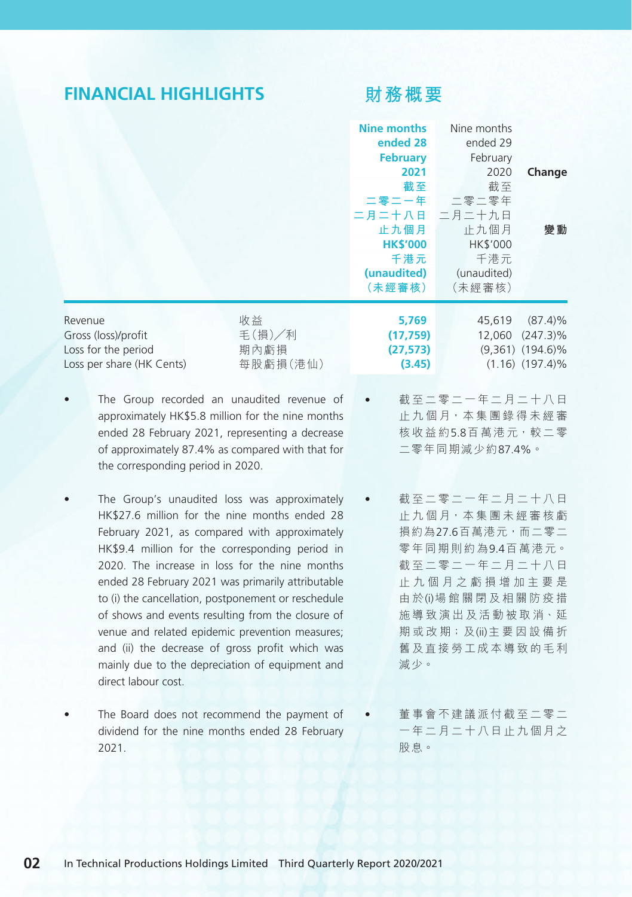# FINANCIAL HIGHLIGHTS

# 財務概要

| | | Nine months ended 28 February 2021 截至二零二一年二月二十八日止九個月 HK$'000 千港元 (unaudited) (未經審核) | Nine months ended 29 February 2020 截至二零二零年二月二十九日止九個月 HK$'000 千港元 (unaudited) (未經審核) | Change 變動 |
|---|---|---|---|---|
| Revenue | 收益 | **5,769** | 45,619 | (87.4)% |
| Gross (loss)/profit | 毛(損)/利 | **(17,759)** | 12,060 | (247.3)% |
| Loss for the period | 期內虧損 | **(27,573)** | (9,361) | (194.6)% |
| Loss per share (HK Cents) | 每股虧損(港仙) | **(3.45)** | (1.16) | (197.4)% |

- The Group recorded an unaudited revenue of approximately HK$5.8 million for the nine months ended 28 February 2021, representing a decrease of approximately 87.4% as compared with that for the corresponding period in 2020.

- The Group's unaudited loss was approximately HK$27.6 million for the nine months ended 28 February 2021, as compared with approximately HK$9.4 million for the corresponding period in 2020. The increase in loss for the nine months ended 28 February 2021 was primarily attributable to (i) the cancellation, postponement or reschedule of shows and events resulting from the closure of venue and related epidemic prevention measures; and (ii) the decrease of gross profit which was mainly due to the depreciation of equipment and direct labour cost.

- The Board does not recommend the payment of dividend for the nine months ended 28 February 2021.

- 截至二零二一年二月二十八日止九個月,本集團錄得未經審核收益約5.8百萬港元,較二零二零年同期減少約87.4%。

- 截至二零二一年二月二十八日止九個月,本集團未經審核虧損約為27.6百萬港元,而二零二零年同期則約為9.4百萬港元。截至二零二一年二月二十八日止九個月之虧損增加主要是由於(i)場館關閉及相關防疫措施導致演出及活動被取消、延期或改期;及(ii)主要因設備折舊及直接勞工成本導致的毛利減少。

- 董事會不建議派付截至二零二一年二月二十八日止九個月之股息。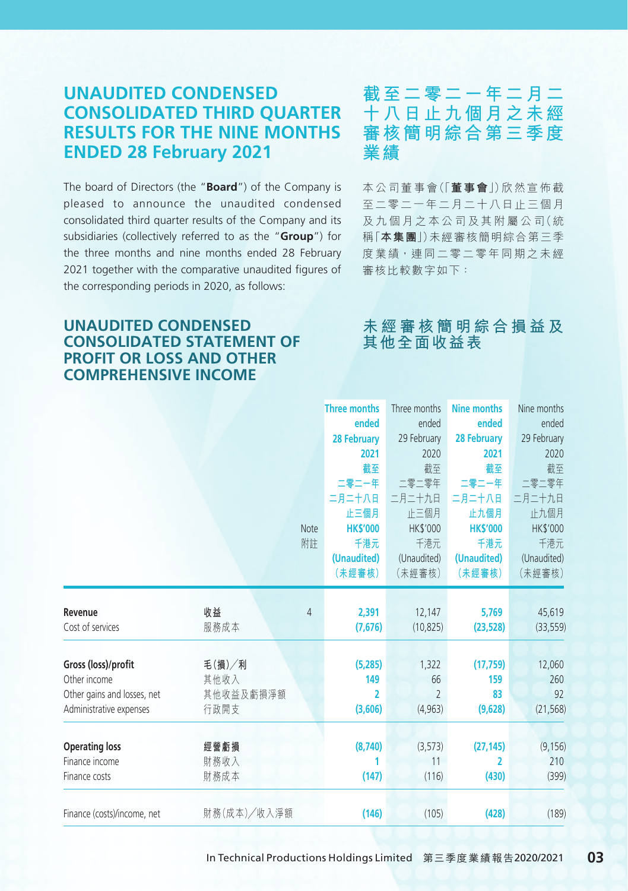## UNAUDITED CONDENSED CONSOLIDATED THIRD QUARTER RESULTS FOR THE NINE MONTHS ENDED 28 February 2021

## 截至二零二一年二月二十八日止九個月之未經審核簡明綜合第三季度業績

The board of Directors (the "**Board**") of the Company is pleased to announce the unaudited condensed consolidated third quarter results of the Company and its subsidiaries (collectively referred to as the "**Group**") for the three months and nine months ended 28 February 2021 together with the comparative unaudited figures of the corresponding periods in 2020, as follows:

本公司董事會(「**董事會**」)欣然宣佈截至二零二一年二月二十八日止三個月及九個月之本公司及其附屬公司(統稱「**本集團**」)未經審核簡明綜合第三季度業績，連同二零二零年同期之未經審核比較數字如下：

## UNAUDITED CONDENSED CONSOLIDATED STATEMENT OF PROFIT OR LOSS AND OTHER COMPREHENSIVE INCOME

## 未經審核簡明綜合損益及其他全面收益表

| | | Note<br>附註 | Three months ended 28 February 2021<br>截至二零二一年二月二十八日止三個月<br>HK$'000<br>千港元<br>(Unaudited)<br>(未經審核) | Three months ended 29 February 2020<br>截至二零二零年二月二十九日止三個月<br>HK$'000<br>千港元<br>(Unaudited)<br>(未經審核) | Nine months ended 28 February 2021<br>截至二零二一年二月二十八日止九個月<br>HK$'000<br>千港元<br>(Unaudited)<br>(未經審核) | Nine months ended 29 February 2020<br>截至二零二零年二月二十九日止九個月<br>HK$'000<br>千港元<br>(Unaudited)<br>(未經審核) |
|---|---|---|---|---|---|---|
| **Revenue** | **收益** | 4 | **2,391** | 12,147 | **5,769** | 45,619 |
| Cost of services | 服務成本 | | **(7,676)** | (10,825) | **(23,528)** | (33,559) |
| **Gross (loss)/profit** | **毛(損)/利** | | **(5,285)** | 1,322 | **(17,759)** | 12,060 |
| Other income | 其他收入 | | **149** | 66 | **159** | 260 |
| Other gains and losses, net | 其他收益及虧損淨額 | | **2** | 2 | **83** | 92 |
| Administrative expenses | 行政開支 | | **(3,606)** | (4,963) | **(9,628)** | (21,568) |
| **Operating loss** | **經營虧損** | | **(8,740)** | (3,573) | **(27,145)** | (9,156) |
| Finance income | 財務收入 | | **1** | 11 | **2** | 210 |
| Finance costs | 財務成本 | | **(147)** | (116) | **(430)** | (399) |
| Finance (costs)/income, net | 財務(成本)/收入淨額 | | **(146)** | (105) | **(428)** | (189) |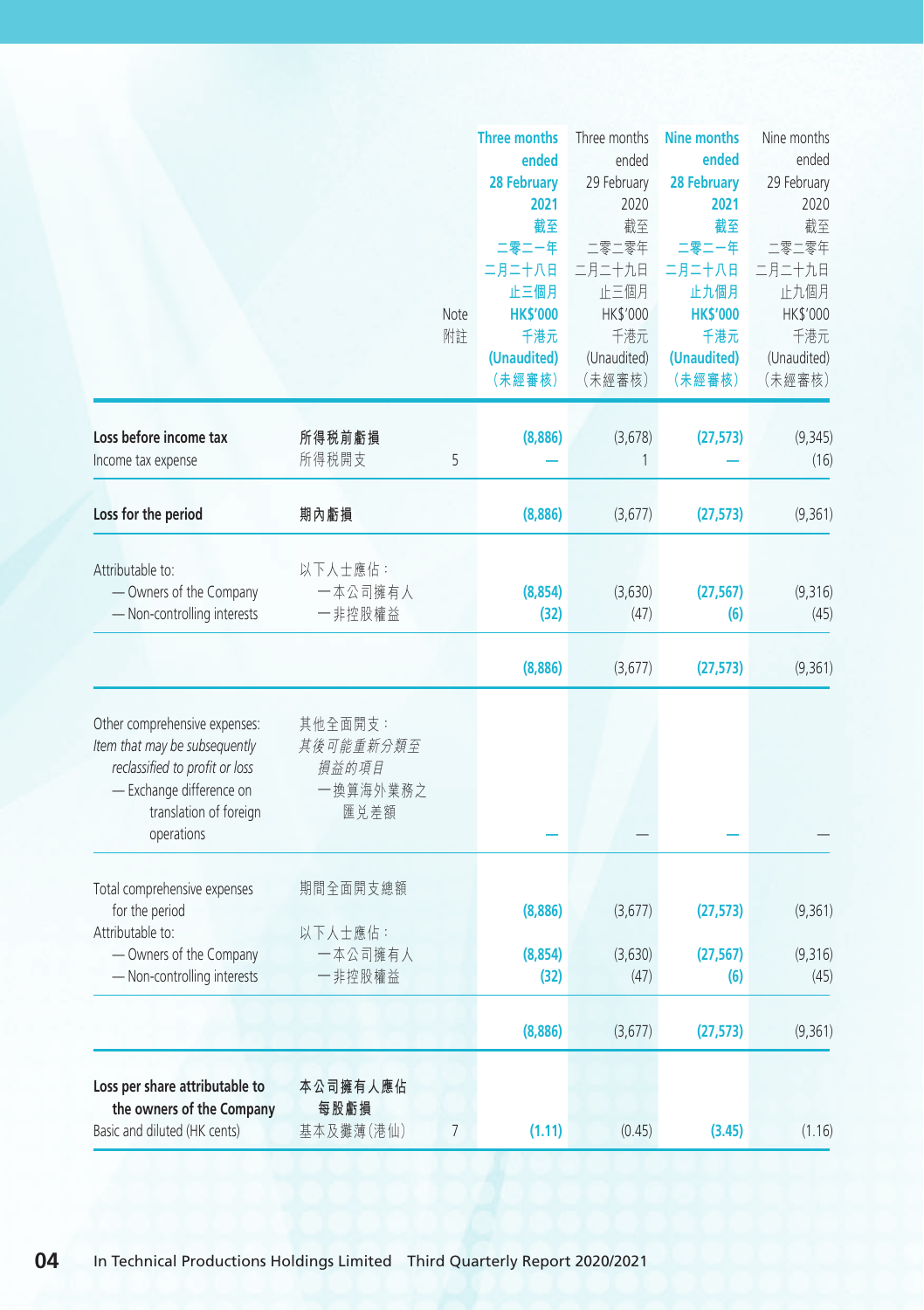| | | Note 附註 | Three months ended 28 February 2021 截至二零二一年二月二十八日止三個月 HK$'000 千港元 (Unaudited) (未經審核) | Three months ended 29 February 2020 截至二零二零年二月二十九日止三個月 HK$'000 千港元 (Unaudited) (未經審核) | Nine months ended 28 February 2021 截至二零二一年二月二十八日止九個月 HK$'000 千港元 (Unaudited) (未經審核) | Nine months ended 29 February 2020 截至二零二零年二月二十九日止九個月 HK$'000 千港元 (Unaudited) (未經審核) |
|---|---|---|---|---|---|---|
| **Loss before income tax** | **所得稅前虧損** | | **(8,886)** | (3,678) | **(27,573)** | (9,345) |
| Income tax expense | 所得稅開支 | 5 | **—** | 1 | **—** | (16) |
| **Loss for the period** | **期內虧損** | | **(8,886)** | (3,677) | **(27,573)** | (9,361) |
| Attributable to: | 以下人士應佔： | | | | | |
| — Owners of the Company | 一本公司擁有人 | | **(8,854)** | (3,630) | **(27,567)** | (9,316) |
| — Non-controlling interests | 一非控股權益 | | **(32)** | (47) | **(6)** | (45) |
| | | | **(8,886)** | (3,677) | **(27,573)** | (9,361) |
| Other comprehensive expenses: | 其他全面開支： | | | | | |
| *Item that may be subsequently reclassified to profit or loss* | *其後可能重新分類至損益的項目* | | | | | |
| — Exchange difference on translation of foreign operations | 一換算海外業務之匯兌差額 | | **—** | — | **—** | — |
| Total comprehensive expenses for the period | 期間全面開支總額 | | **(8,886)** | (3,677) | **(27,573)** | (9,361) |
| Attributable to: | 以下人士應佔： | | | | | |
| — Owners of the Company | 一本公司擁有人 | | **(8,854)** | (3,630) | **(27,567)** | (9,316) |
| — Non-controlling interests | 一非控股權益 | | **(32)** | (47) | **(6)** | (45) |
| | | | **(8,886)** | (3,677) | **(27,573)** | (9,361) |
| **Loss per share attributable to the owners of the Company** | **本公司擁有人應佔每股虧損** | | | | | |
| Basic and diluted (HK cents) | 基本及攤薄(港仙) | 7 | **(1.11)** | (0.45) | **(3.45)** | (1.16) |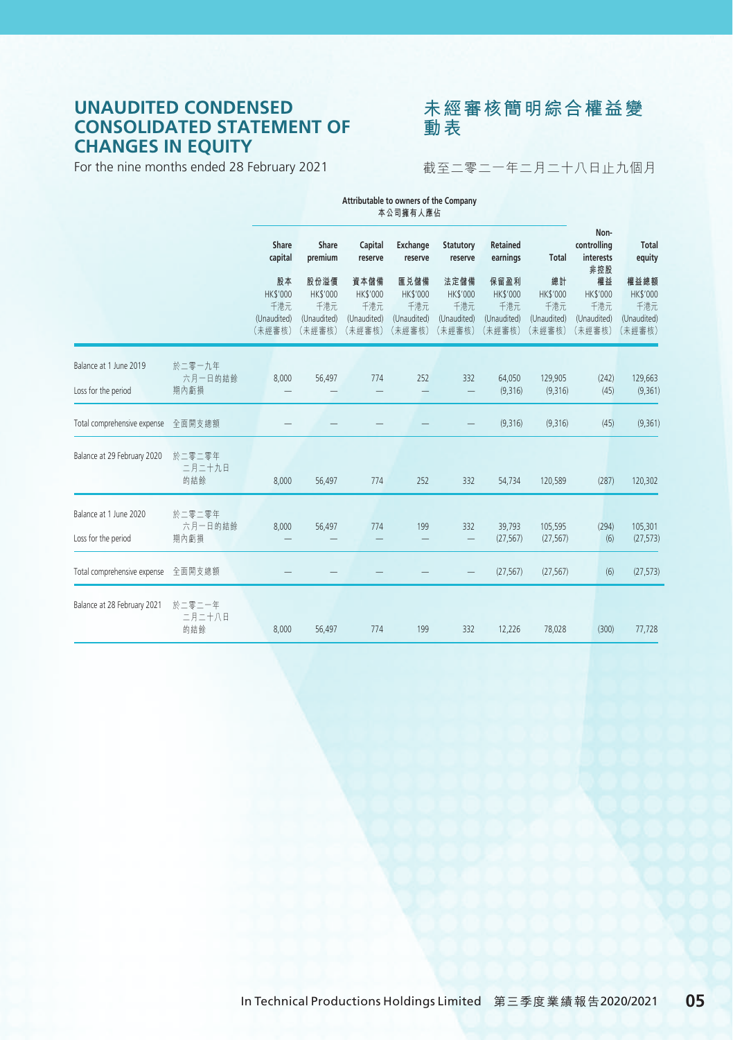# UNAUDITED CONDENSED CONSOLIDATED STATEMENT OF CHANGES IN EQUITY

# 未經審核簡明綜合權益變動表

For the nine months ended 28 February 2021

截至二零二一年二月二十八日止九個月

| | | Attributable to owners of the Company 本公司擁有人應佔 | | | | | | | | |
|---|---|---|---|---|---|---|---|---|---|---|
| | | Share capital 股本 HK$'000 千港元 (Unaudited) (未經審核) | Share premium 股份溢價 HK$'000 千港元 (Unaudited) (未經審核) | Capital reserve 資本儲備 HK$'000 千港元 (Unaudited) (未經審核) | Exchange reserve 匯兌儲備 HK$'000 千港元 (Unaudited) (未經審核) | Statutory reserve 法定儲備 HK$'000 千港元 (Unaudited) (未經審核) | Retained earnings 保留盈利 HK$'000 千港元 (Unaudited) (未經審核) | Total 總計 HK$'000 千港元 (Unaudited) (未經審核) | Non-controlling interests 非控股權益 HK$'000 千港元 (Unaudited) (未經審核) | Total equity 權益總額 HK$'000 千港元 (Unaudited) (未經審核) |
| Balance at 1 June 2019 | 於二零一九年六月一日的結餘 | 8,000 | 56,497 | 774 | 252 | 332 | 64,050 | 129,905 | (242) | 129,663 |
| Loss for the period | 期內虧損 | — | — | — | — | — | (9,316) | (9,316) | (45) | (9,361) |
| Total comprehensive expense | 全面開支總額 | — | — | — | — | — | (9,316) | (9,316) | (45) | (9,361) |
| Balance at 29 February 2020 | 於二零二零年二月二十九日的結餘 | 8,000 | 56,497 | 774 | 252 | 332 | 54,734 | 120,589 | (287) | 120,302 |
| Balance at 1 June 2020 | 於二零二零年六月一日的結餘 | 8,000 | 56,497 | 774 | 199 | 332 | 39,793 | 105,595 | (294) | 105,301 |
| Loss for the period | 期內虧損 | — | — | — | — | — | (27,567) | (27,567) | (6) | (27,573) |
| Total comprehensive expense | 全面開支總額 | — | — | — | — | — | (27,567) | (27,567) | (6) | (27,573) |
| Balance at 28 February 2021 | 於二零二一年二月二十八日的結餘 | 8,000 | 56,497 | 774 | 199 | 332 | 12,226 | 78,028 | (300) | 77,728 |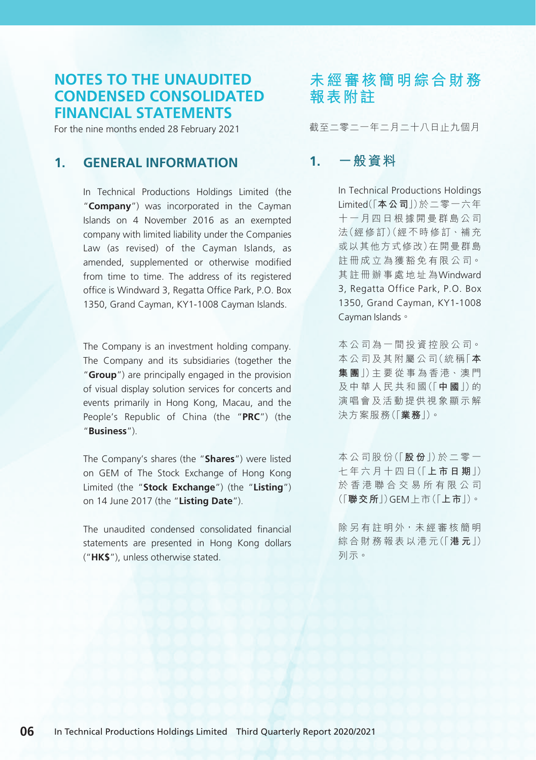# NOTES TO THE UNAUDITED CONDENSED CONSOLIDATED FINANCIAL STATEMENTS

For the nine months ended 28 February 2021

## 1. GENERAL INFORMATION

In Technical Productions Holdings Limited (the "**Company**") was incorporated in the Cayman Islands on 4 November 2016 as an exempted company with limited liability under the Companies Law (as revised) of the Cayman Islands, as amended, supplemented or otherwise modified from time to time. The address of its registered office is Windward 3, Regatta Office Park, P.O. Box 1350, Grand Cayman, KY1-1008 Cayman Islands.

The Company is an investment holding company. The Company and its subsidiaries (together the "**Group**") are principally engaged in the provision of visual display solution services for concerts and events primarily in Hong Kong, Macau, and the People's Republic of China (the "**PRC**") (the "**Business**").

The Company's shares (the "**Shares**") were listed on GEM of The Stock Exchange of Hong Kong Limited (the "**Stock Exchange**") (the "**Listing**") on 14 June 2017 (the "**Listing Date**").

The unaudited condensed consolidated financial statements are presented in Hong Kong dollars ("**HK$**"), unless otherwise stated.

# 未經審核簡明綜合財務報表附註

截至二零二一年二月二十八日止九個月

## 1. 一般資料

In Technical Productions Holdings Limited(「**本公司**」)於二零一六年十一月四日根據開曼群島公司法(經修訂)(經不時修訂、補充或以其他方式修改)在開曼群島註冊成立為獲豁免有限公司。其註冊辦事處地址為Windward 3, Regatta Office Park, P.O. Box 1350, Grand Cayman, KY1-1008 Cayman Islands。

本公司為一間投資控股公司。本公司及其附屬公司(統稱「**本集團**」)主要從事為香港、澳門及中華人民共和國(「**中國**」)的演唱會及活動提供視象顯示解決方案服務(「**業務**」)。

本公司股份(「**股份**」)於二零一七年六月十四日(「**上市日期**」)於香港聯合交易所有限公司(「**聯交所**」)GEM上市(「**上市**」)。

除另有註明外,未經審核簡明綜合財務報表以港元(「**港元**」)列示。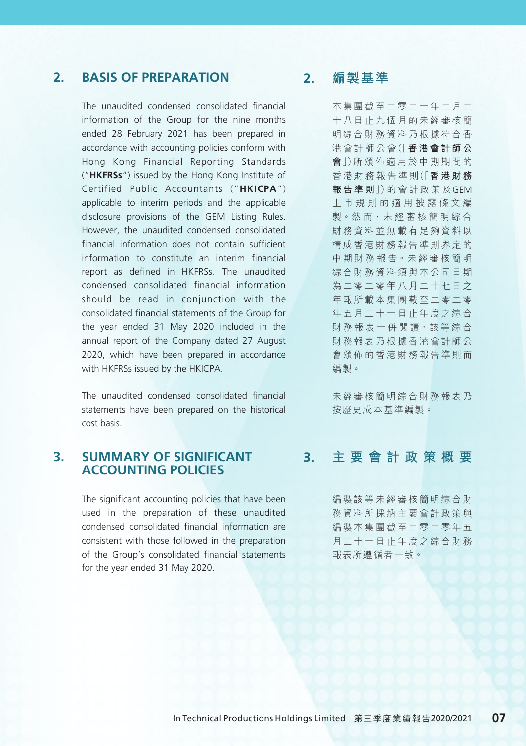## 2. BASIS OF PREPARATION

The unaudited condensed consolidated financial information of the Group for the nine months ended 28 February 2021 has been prepared in accordance with accounting policies conform with Hong Kong Financial Reporting Standards ("**HKFRSs**") issued by the Hong Kong Institute of Certified Public Accountants ("**HKICPA**") applicable to interim periods and the applicable disclosure provisions of the GEM Listing Rules. However, the unaudited condensed consolidated financial information does not contain sufficient information to constitute an interim financial report as defined in HKFRSs. The unaudited condensed consolidated financial information should be read in conjunction with the consolidated financial statements of the Group for the year ended 31 May 2020 included in the annual report of the Company dated 27 August 2020, which have been prepared in accordance with HKFRSs issued by the HKICPA.

The unaudited condensed consolidated financial statements have been prepared on the historical cost basis.

## 3. SUMMARY OF SIGNIFICANT ACCOUNTING POLICIES

The significant accounting policies that have been used in the preparation of these unaudited condensed consolidated financial information are consistent with those followed in the preparation of the Group's consolidated financial statements for the year ended 31 May 2020.

## 2. 編製基準

本集團截至二零二一年二月二十八日止九個月的未經審核簡明綜合財務資料乃根據符合香港會計師公會(「**香港會計師公會**」)所頒佈適用於中期期間的香港財務報告準則(「**香港財務報告準則**」)的會計政策及GEM上市規則的適用披露條文編製。然而，未經審核簡明綜合財務資料並無載有足夠資料以構成香港財務報告準則界定的中期財務報告。未經審核簡明綜合財務資料須與本公司日期為二零二零年八月二十七日之年報所載本集團截至二零二零年五月三十一日止年度之綜合財務報表一併閱讀，該等綜合財務報表乃根據香港會計師公會頒佈的香港財務報告準則而編製。

未經審核簡明綜合財務報表乃按歷史成本基準編製。

## 3. 主要會計政策概要

編製該等未經審核簡明綜合財務資料所採納主要會計政策與編製本集團截至二零二零年五月三十一日止年度之綜合財務報表所遵循者一致。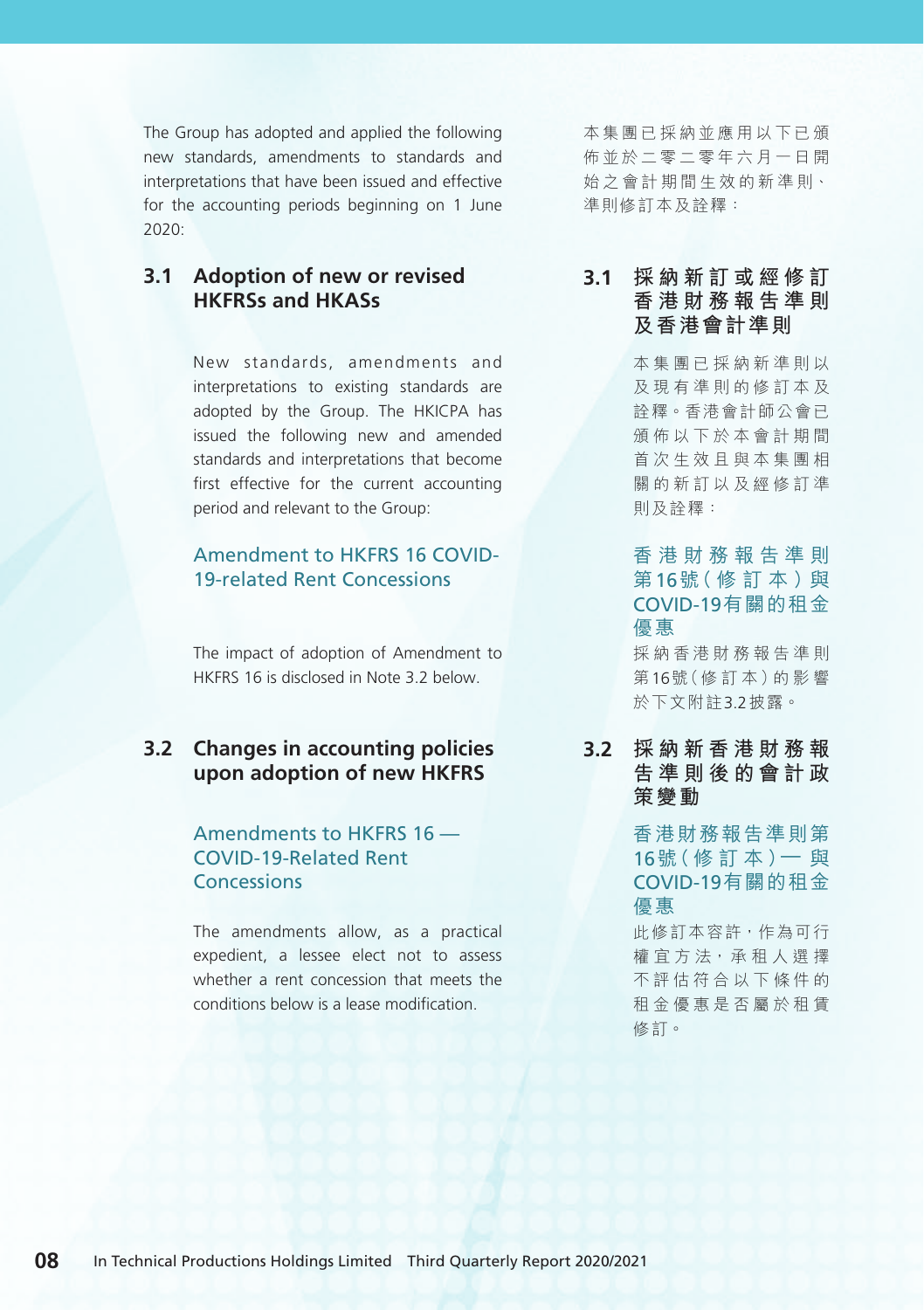The Group has adopted and applied the following new standards, amendments to standards and interpretations that have been issued and effective for the accounting periods beginning on 1 June 2020:

本集團已採納並應用以下已頒佈並於二零二零年六月一日開始之會計期間生效的新準則、準則修訂本及詮釋：

## 3.1 Adoption of new or revised HKFRSs and HKASs

## 3.1 採納新訂或經修訂香港財務報告準則及香港會計準則

New standards, amendments and interpretations to existing standards are adopted by the Group. The HKICPA has issued the following new and amended standards and interpretations that become first effective for the current accounting period and relevant to the Group:

本集團已採納新準則以及現有準則的修訂本及詮釋。香港會計師公會已頒佈以下於本會計期間首次生效且與本集團相關的新訂以及經修訂準則及詮釋：

### Amendment to HKFRS 16 COVID-19-related Rent Concessions

### 香港財務報告準則第16號（修訂本）與COVID-19有關的租金優惠

The impact of adoption of Amendment to HKFRS 16 is disclosed in Note 3.2 below.

採納香港財務報告準則第16號（修訂本）的影響於下文附註3.2披露。

## 3.2 Changes in accounting policies upon adoption of new HKFRS

## 3.2 採納新香港財務報告準則後的會計政策變動

### Amendments to HKFRS 16 — COVID-19-Related Rent Concessions

### 香港財務報告準則第16號（修訂本）— 與COVID-19有關的租金優惠

The amendments allow, as a practical expedient, a lessee elect not to assess whether a rent concession that meets the conditions below is a lease modification.

此修訂本容許，作為可行權宜方法，承租人選擇不評估符合以下條件的租金優惠是否屬於租賃修訂。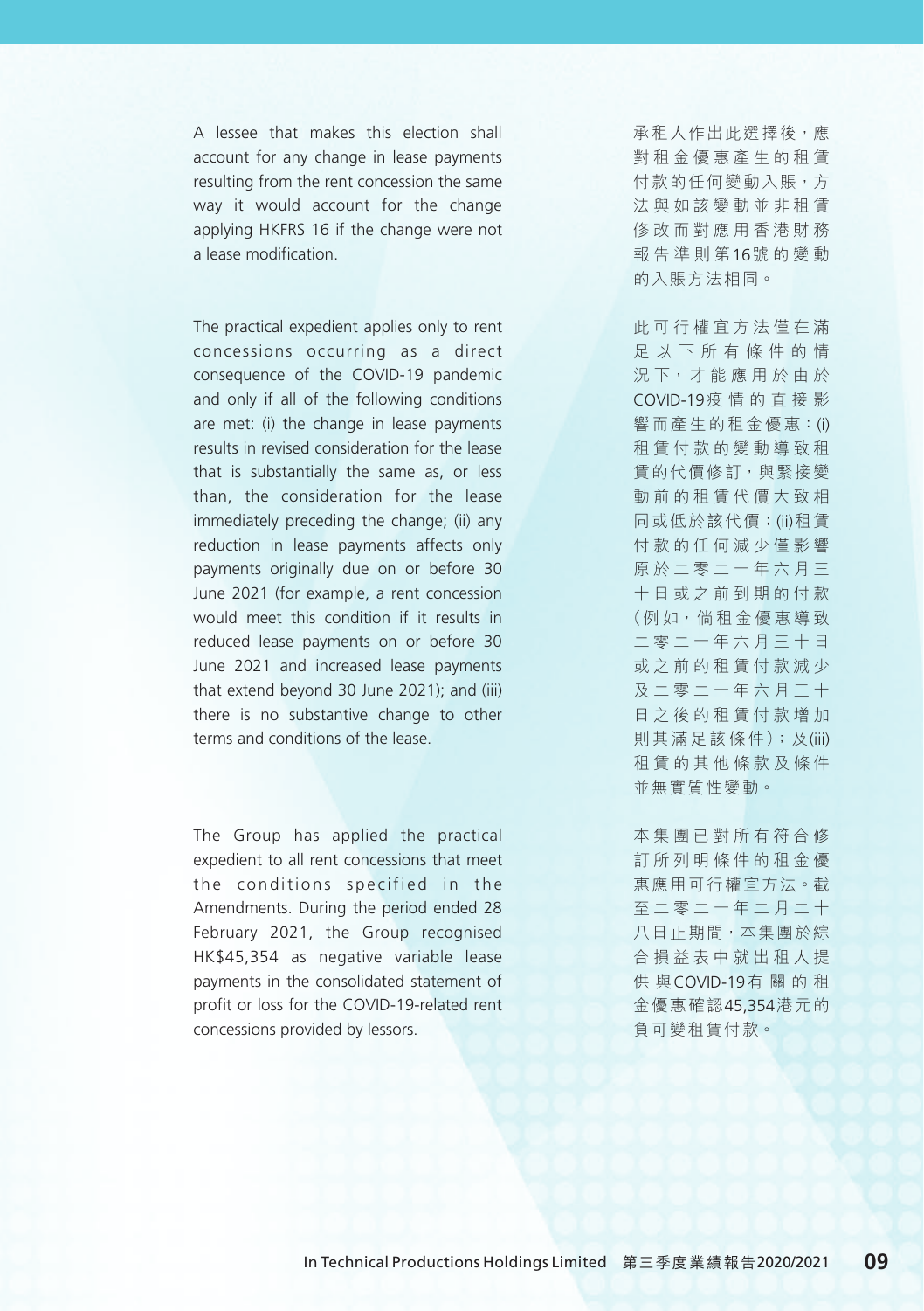A lessee that makes this election shall account for any change in lease payments resulting from the rent concession the same way it would account for the change applying HKFRS 16 if the change were not a lease modification.

承租人作出此選擇後，應對租金優惠產生的租賃付款的任何變動入賬，方法與如該變動並非租賃修改而對應用香港財務報告準則第16號的變動的入賬方法相同。

The practical expedient applies only to rent concessions occurring as a direct consequence of the COVID-19 pandemic and only if all of the following conditions are met: (i) the change in lease payments results in revised consideration for the lease that is substantially the same as, or less than, the consideration for the lease immediately preceding the change; (ii) any reduction in lease payments affects only payments originally due on or before 30 June 2021 (for example, a rent concession would meet this condition if it results in reduced lease payments on or before 30 June 2021 and increased lease payments that extend beyond 30 June 2021); and (iii) there is no substantive change to other terms and conditions of the lease.

此可行權宜方法僅在滿足以下所有條件的情況下，才能應用於由於COVID-19疫情的直接影響而產生的租金優惠：(i)租賃付款的變動導致租賃的代價修訂，與緊接變動前的租賃代價大致相同或低於該代價；(ii)租賃付款的任何減少僅影響原於二零二一年六月三十日或之前到期的付款（例如，倘租金優惠導致二零二一年六月三十日或之前的租賃付款減少及二零二一年六月三十日之後的租賃付款增加則其滿足該條件）；及(iii)租賃的其他條款及條件並無實質性變動。

The Group has applied the practical expedient to all rent concessions that meet the conditions specified in the Amendments. During the period ended 28 February 2021, the Group recognised HK$45,354 as negative variable lease payments in the consolidated statement of profit or loss for the COVID-19-related rent concessions provided by lessors.

本集團已對所有符合修訂所列明條件的租金優惠應用可行權宜方法。截至二零二一年二月二十八日止期間，本集團於綜合損益表中就出租人提供與COVID-19有關的租金優惠確認45,354港元的負可變租賃付款。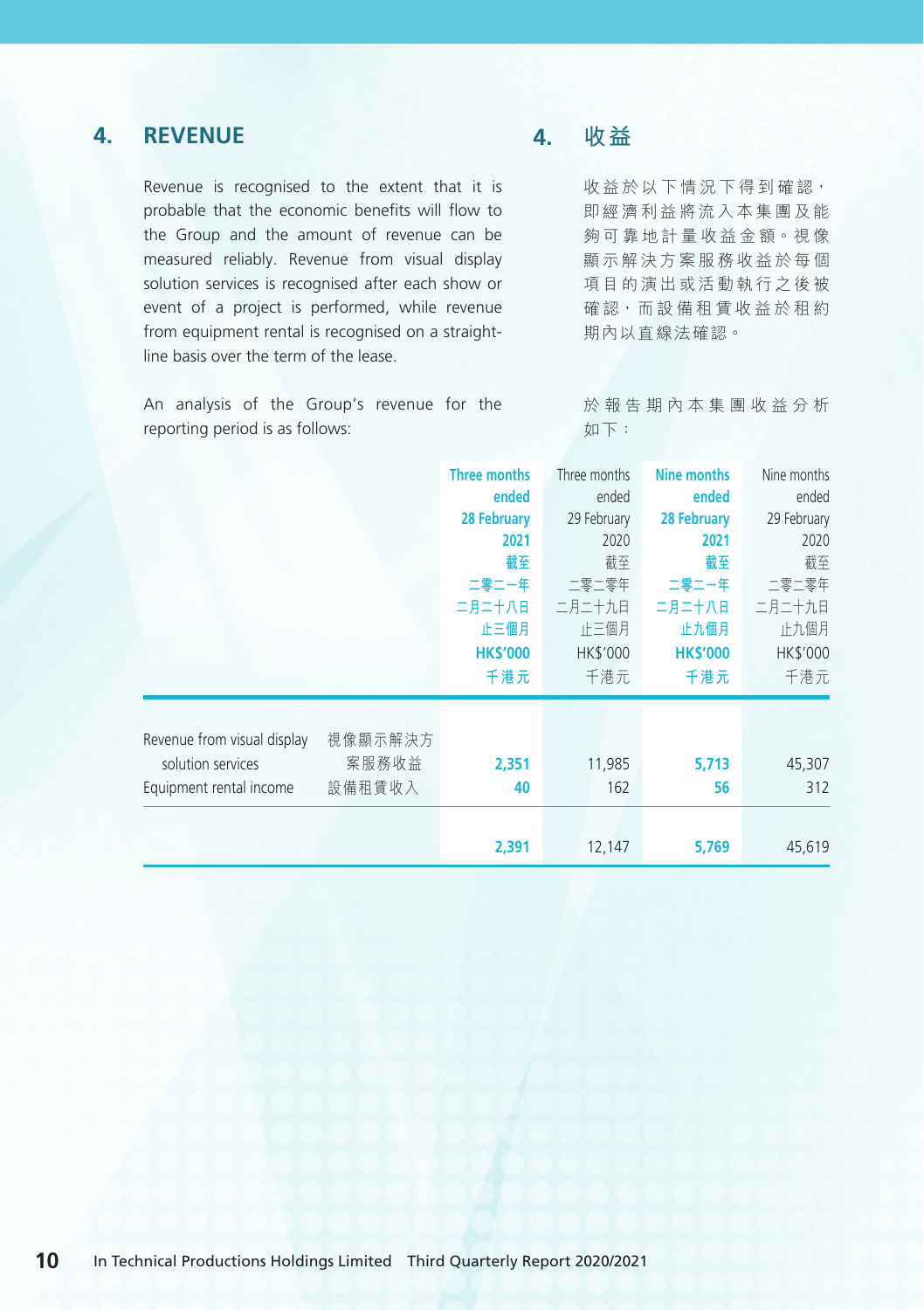## 4. REVENUE

Revenue is recognised to the extent that it is probable that the economic benefits will flow to the Group and the amount of revenue can be measured reliably. Revenue from visual display solution services is recognised after each show or event of a project is performed, while revenue from equipment rental is recognised on a straight-line basis over the term of the lease.

An analysis of the Group's revenue for the reporting period is as follows:

## 4. 收益

收益於以下情況下得到確認，即經濟利益將流入本集團及能夠可靠地計量收益金額。視像顯示解決方案服務收益於每個項目的演出或活動執行之後被確認，而設備租賃收益於租約期內以直線法確認。

於報告期內本集團收益分析如下：

| | | Three months ended 28 February 2021 截至二零二一年二月二十八日止三個月 HK$'000 千港元 | Three months ended 29 February 2020 截至二零二零年二月二十九日止三個月 HK$'000 千港元 | Nine months ended 28 February 2021 截至二零二一年二月二十八日止九個月 HK$'000 千港元 | Nine months ended 29 February 2020 截至二零二零年二月二十九日止九個月 HK$'000 千港元 |
|---|---|---|---|---|---|
| Revenue from visual display solution services | 視像顯示解決方案服務收益 | **2,351** | 11,985 | **5,713** | 45,307 |
| Equipment rental income | 設備租賃收入 | **40** | 162 | **56** | 312 |
| | | **2,391** | 12,147 | **5,769** | 45,619 |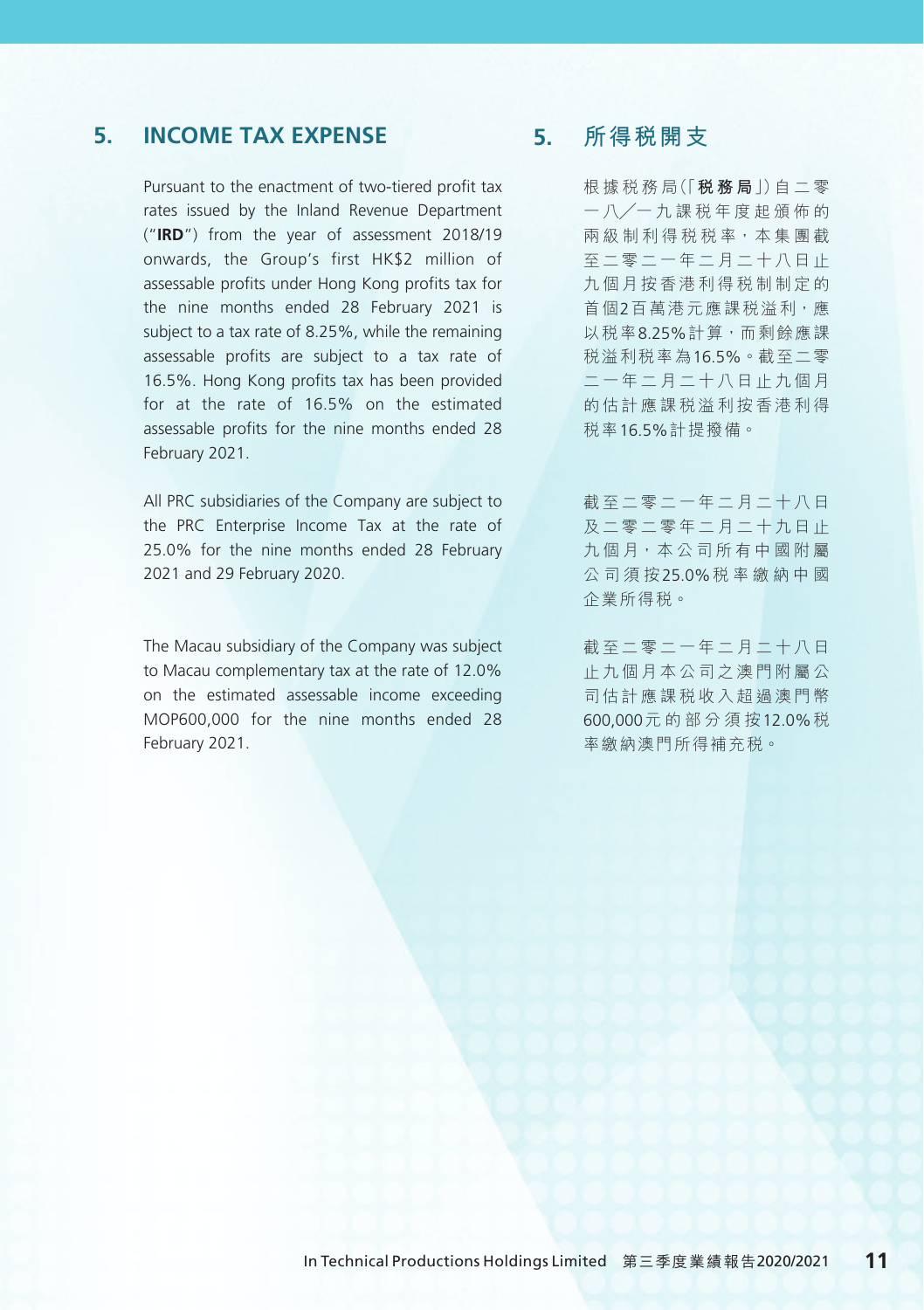## 5. INCOME TAX EXPENSE

Pursuant to the enactment of two-tiered profit tax rates issued by the Inland Revenue Department ("**IRD**") from the year of assessment 2018/19 onwards, the Group's first HK$2 million of assessable profits under Hong Kong profits tax for the nine months ended 28 February 2021 is subject to a tax rate of 8.25%, while the remaining assessable profits are subject to a tax rate of 16.5%. Hong Kong profits tax has been provided for at the rate of 16.5% on the estimated assessable profits for the nine months ended 28 February 2021.

All PRC subsidiaries of the Company are subject to the PRC Enterprise Income Tax at the rate of 25.0% for the nine months ended 28 February 2021 and 29 February 2020.

The Macau subsidiary of the Company was subject to Macau complementary tax at the rate of 12.0% on the estimated assessable income exceeding MOP600,000 for the nine months ended 28 February 2021.

## 5. 所得稅開支

根據稅務局(「**稅務局**」)自二零一八／一九課稅年度起頒佈的兩級制利得稅稅率，本集團截至二零二一年二月二十八日止九個月按香港利得稅制制定的首個2百萬港元應課稅溢利，應以稅率8.25%計算，而剩餘應課稅溢利稅率為16.5%。截至二零二一年二月二十八日止九個月的估計應課稅溢利按香港利得稅率16.5%計提撥備。

截至二零二一年二月二十八日及二零二零年二月二十九日止九個月，本公司所有中國附屬公司須按25.0%稅率繳納中國企業所得稅。

截至二零二一年二月二十八日止九個月本公司之澳門附屬公司估計應課稅收入超過澳門幣600,000元的部分須按12.0%稅率繳納澳門所得補充稅。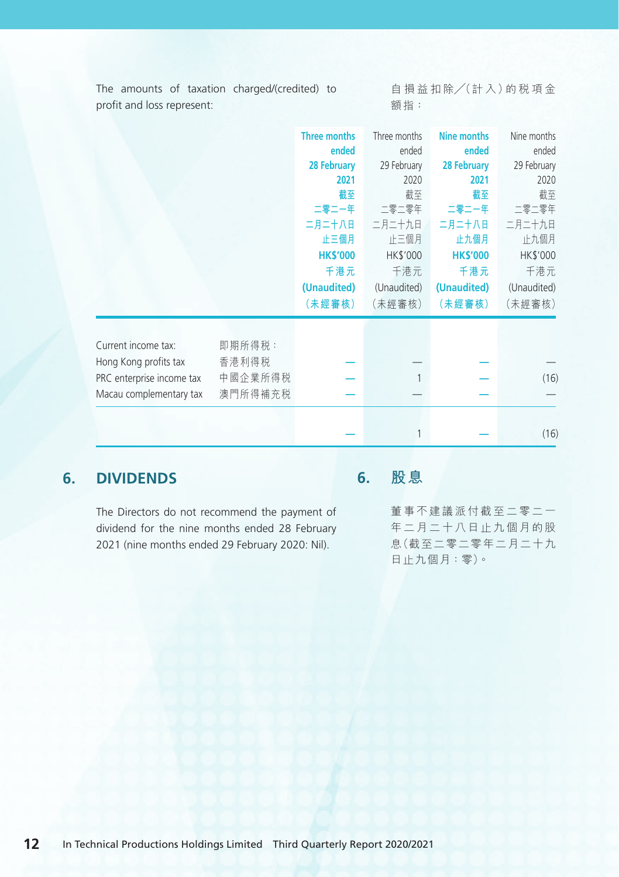The amounts of taxation charged/(credited) to profit and loss represent:

自損益扣除／(計入)的稅項金額指：

| | | Three months ended 28 February 2021 截至二零二一年二月二十八日止三個月 HK$'000 千港元 (Unaudited) (未經審核) | Three months ended 29 February 2020 截至二零二零年二月二十九日止三個月 HK$'000 千港元 (Unaudited) (未經審核) | Nine months ended 28 February 2021 截至二零二一年二月二十八日止九個月 HK$'000 千港元 (Unaudited) (未經審核) | Nine months ended 29 February 2020 截至二零二零年二月二十九日止九個月 HK$'000 千港元 (Unaudited) (未經審核) |
|---|---|---|---|---|---|
| Current income tax: | 即期所得稅： | | | | |
| Hong Kong profits tax | 香港利得稅 | — | — | — | — |
| PRC enterprise income tax | 中國企業所得稅 | — | 1 | — | (16) |
| Macau complementary tax | 澳門所得補充稅 | — | — | — | — |
| | | — | 1 | — | (16) |

## 6. DIVIDENDS

The Directors do not recommend the payment of dividend for the nine months ended 28 February 2021 (nine months ended 29 February 2020: Nil).

## 6. 股息

董事不建議派付截至二零二一年二月二十八日止九個月的股息(截至二零二零年二月二十九日止九個月：零)。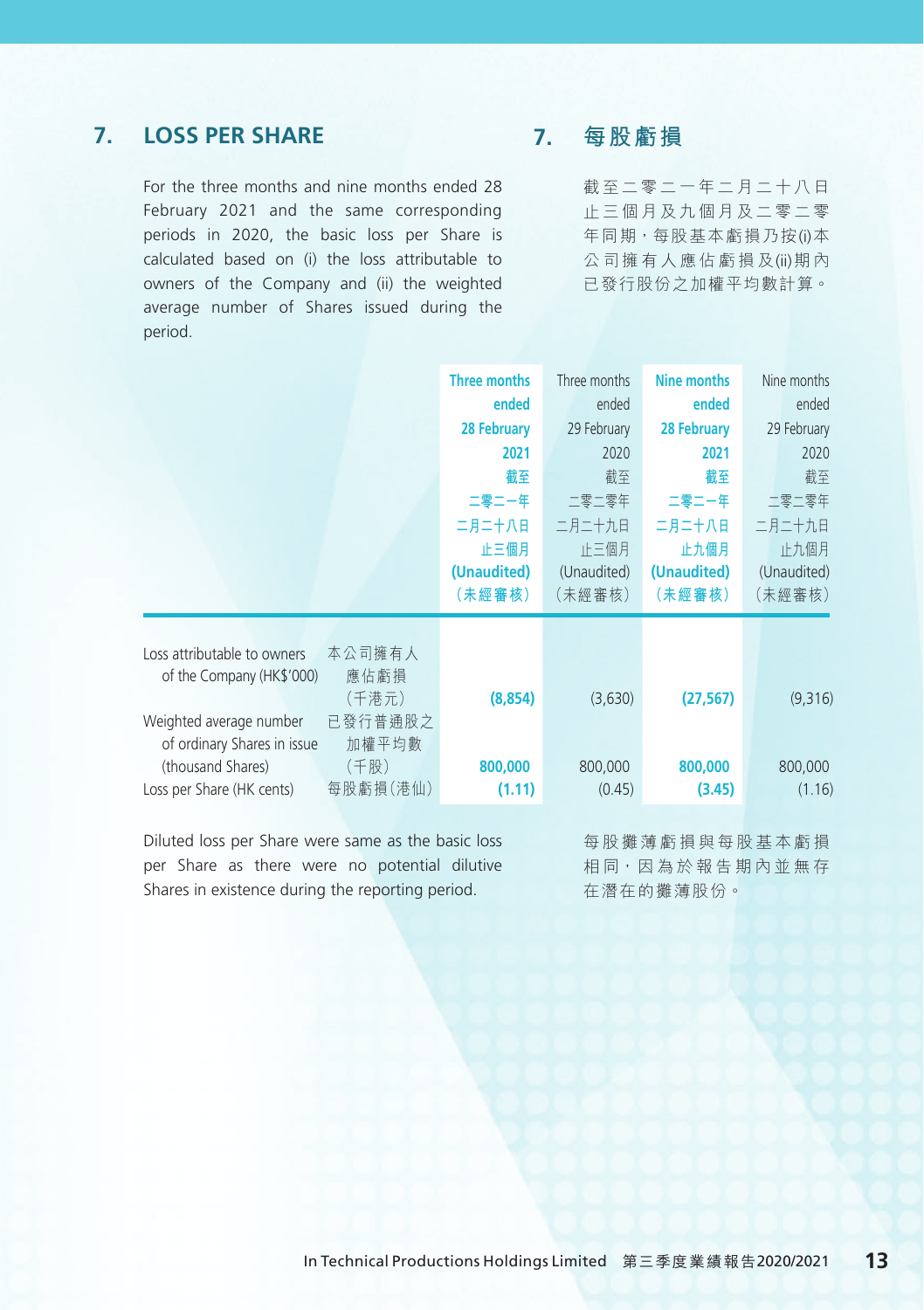## 7. LOSS PER SHARE

For the three months and nine months ended 28 February 2021 and the same corresponding periods in 2020, the basic loss per Share is calculated based on (i) the loss attributable to owners of the Company and (ii) the weighted average number of Shares issued during the period.

## 7. 每股虧損

截至二零二一年二月二十八日止三個月及九個月及二零二零年同期，每股基本虧損乃按(i)本公司擁有人應佔虧損及(ii)期內已發行股份之加權平均數計算。

| | | **Three months ended 28 February 2021 截至二零二一年二月二十八日止三個月 (Unaudited) （未經審核）** | Three months ended 29 February 2020 截至二零二零年二月二十九日止三個月 (Unaudited) （未經審核） | **Nine months ended 28 February 2021 截至二零二一年二月二十八日止九個月 (Unaudited) （未經審核）** | Nine months ended 29 February 2020 截至二零二零年二月二十九日止九個月 (Unaudited) （未經審核） |
|---|---|---|---|---|---|
| Loss attributable to owners of the Company (HK$'000) | 本公司擁有人應佔虧損（千港元） | **(8,854)** | (3,630) | **(27,567)** | (9,316) |
| Weighted average number of ordinary Shares in issue (thousand Shares) | 已發行普通股之加權平均數（千股） | **800,000** | 800,000 | **800,000** | 800,000 |
| Loss per Share (HK cents) | 每股虧損（港仙） | **(1.11)** | (0.45) | **(3.45)** | (1.16) |

Diluted loss per Share were same as the basic loss per Share as there were no potential dilutive Shares in existence during the reporting period.

每股攤薄虧損與每股基本虧損相同，因為於報告期內並無存在潛在的攤薄股份。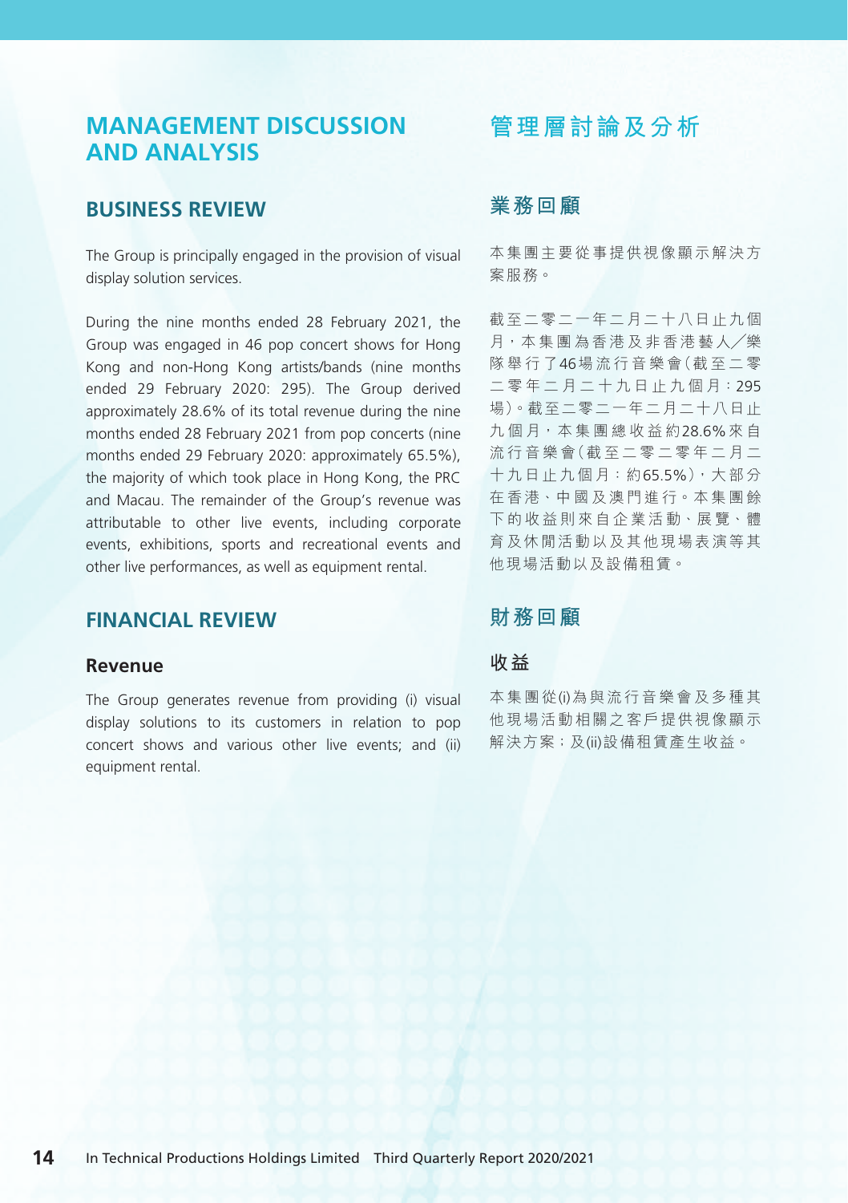# MANAGEMENT DISCUSSION AND ANALYSIS

## BUSINESS REVIEW

The Group is principally engaged in the provision of visual display solution services.

During the nine months ended 28 February 2021, the Group was engaged in 46 pop concert shows for Hong Kong and non-Hong Kong artists/bands (nine months ended 29 February 2020: 295). The Group derived approximately 28.6% of its total revenue during the nine months ended 28 February 2021 from pop concerts (nine months ended 29 February 2020: approximately 65.5%), the majority of which took place in Hong Kong, the PRC and Macau. The remainder of the Group's revenue was attributable to other live events, including corporate events, exhibitions, sports and recreational events and other live performances, as well as equipment rental.

## FINANCIAL REVIEW

### Revenue

The Group generates revenue from providing (i) visual display solutions to its customers in relation to pop concert shows and various other live events; and (ii) equipment rental.

# 管理層討論及分析

## 業務回顧

本集團主要從事提供視像顯示解決方案服務。

截至二零二一年二月二十八日止九個月，本集團為香港及非香港藝人╱樂隊舉行了46場流行音樂會（截至二零二零年二月二十九日止九個月：295場）。截至二零二一年二月二十八日止九個月，本集團總收益約28.6%來自流行音樂會（截至二零二零年二月二十九日止九個月：約65.5%），大部分在香港、中國及澳門進行。本集團餘下的收益則來自企業活動、展覽、體育及休閒活動以及其他現場表演等其他現場活動以及設備租賃。

## 財務回顧

### 收益

本集團從(i)為與流行音樂會及多種其他現場活動相關之客戶提供視像顯示解決方案；及(ii)設備租賃產生收益。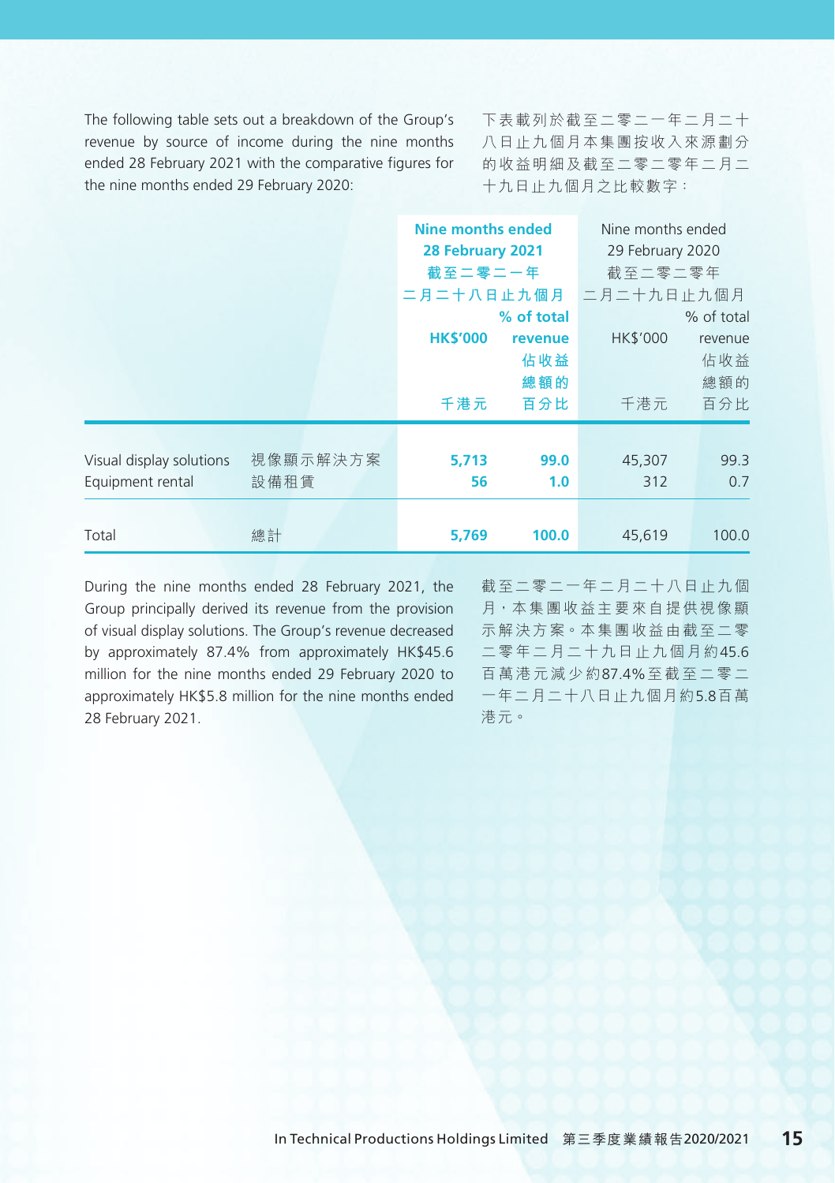The following table sets out a breakdown of the Group's revenue by source of income during the nine months ended 28 February 2021 with the comparative figures for the nine months ended 29 February 2020:

下表載列於截至二零二一年二月二十八日止九個月本集團按收入來源劃分的收益明細及截至二零二零年二月二十九日止九個月之比較數字：

| | | **Nine months ended 28 February 2021 截至二零二一年二月二十八日止九個月** | | Nine months ended 29 February 2020 截至二零二零年二月二十九日止九個月 | |
|---|---|---|---|---|---|
| | | **HK$'000 千港元** | **% of total revenue 佔收益總額的百分比** | HK$'000 千港元 | % of total revenue 佔收益總額的百分比 |
| Visual display solutions | 視像顯示解決方案 | **5,713** | **99.0** | 45,307 | 99.3 |
| Equipment rental | 設備租賃 | **56** | **1.0** | 312 | 0.7 |
| Total | 總計 | **5,769** | **100.0** | 45,619 | 100.0 |

During the nine months ended 28 February 2021, the Group principally derived its revenue from the provision of visual display solutions. The Group's revenue decreased by approximately 87.4% from approximately HK$45.6 million for the nine months ended 29 February 2020 to approximately HK$5.8 million for the nine months ended 28 February 2021.

截至二零二一年二月二十八日止九個月，本集團收益主要來自提供視像顯示解決方案。本集團收益由截至二零二零年二月二十九日止九個月約45.6百萬港元減少約87.4%至截至二零二一年二月二十八日止九個月約5.8百萬港元。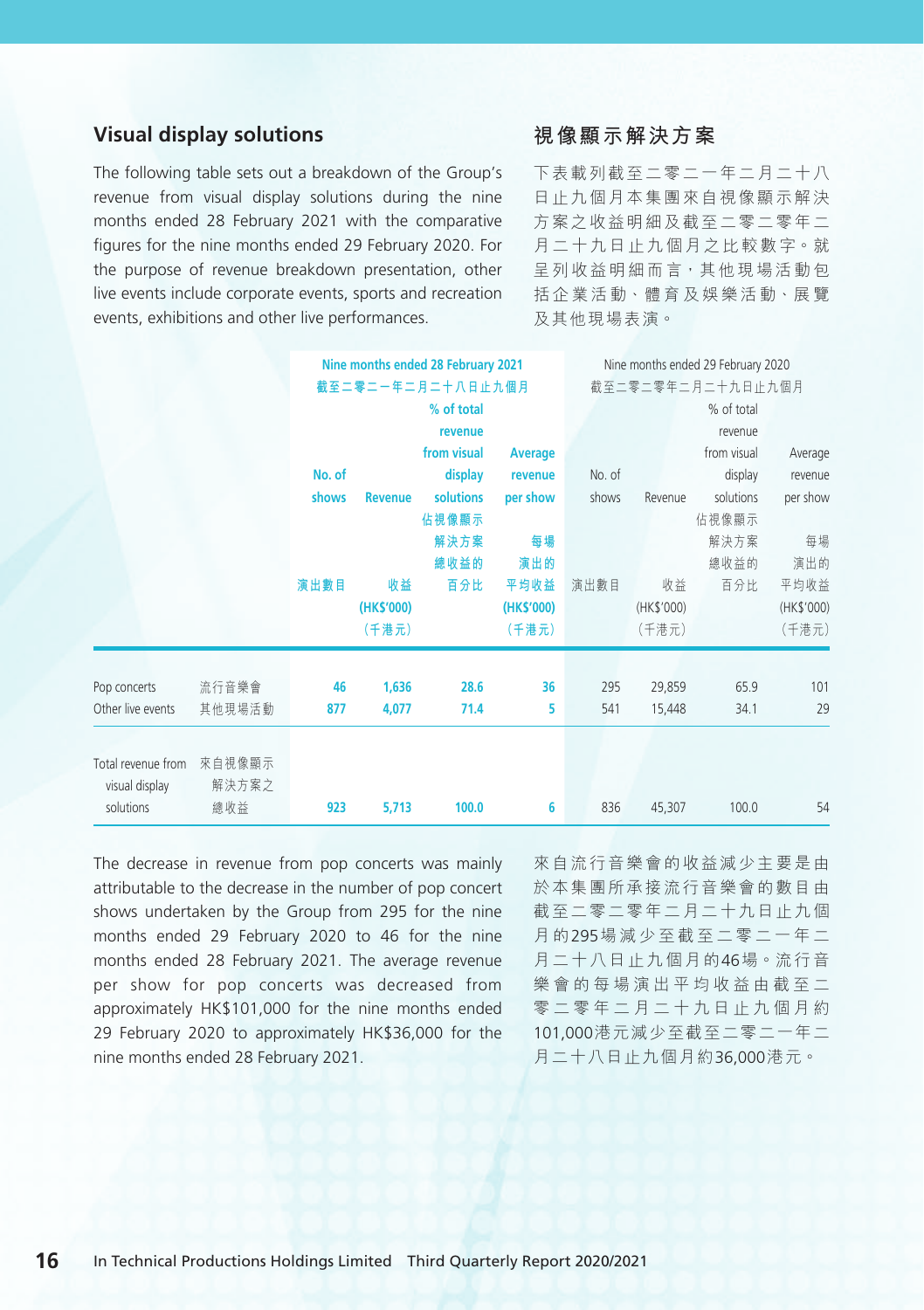## Visual display solutions

The following table sets out a breakdown of the Group's revenue from visual display solutions during the nine months ended 28 February 2021 with the comparative figures for the nine months ended 29 February 2020. For the purpose of revenue breakdown presentation, other live events include corporate events, sports and recreation events, exhibitions and other live performances.

## 視像顯示解決方案

下表載列截至二零二一年二月二十八日止九個月本集團來自視像顯示解決方案之收益明細及截至二零二零年二月二十九日止九個月之比較數字。就呈列收益明細而言，其他現場活動包括企業活動、體育及娛樂活動、展覽及其他現場表演。

| | | **Nine months ended 28 February 2021 截至二零二一年二月二十八日止九個月** | | | | Nine months ended 29 February 2020 截至二零二零年二月二十九日止九個月 | | | |
|---|---|---|---|---|---|---|---|---|---|
| | | **No. of shows 演出數目** | **Revenue 收益 (HK$'000) (千港元)** | **% of total revenue from visual display solutions 佔視像顯示解決方案總收益的百分比** | **Average revenue per show 每場演出的平均收益 (HK$'000) (千港元)** | No. of shows 演出數目 | Revenue 收益 (HK$'000) (千港元) | % of total revenue from visual display solutions 佔視像顯示解決方案總收益的百分比 | Average revenue per show 每場演出的平均收益 (HK$'000) (千港元) |
| Pop concerts | 流行音樂會 | **46** | **1,636** | **28.6** | **36** | 295 | 29,859 | 65.9 | 101 |
| Other live events | 其他現場活動 | **877** | **4,077** | **71.4** | **5** | 541 | 15,448 | 34.1 | 29 |
| Total revenue from visual display solutions | 來自視像顯示解決方案之總收益 | **923** | **5,713** | **100.0** | **6** | 836 | 45,307 | 100.0 | 54 |

The decrease in revenue from pop concerts was mainly attributable to the decrease in the number of pop concert shows undertaken by the Group from 295 for the nine months ended 29 February 2020 to 46 for the nine months ended 28 February 2021. The average revenue per show for pop concerts was decreased from approximately HK$101,000 for the nine months ended 29 February 2020 to approximately HK$36,000 for the nine months ended 28 February 2021.

來自流行音樂會的收益減少主要是由於本集團所承接流行音樂會的數目由截至二零二零年二月二十九日止九個月的295場減少至截至二零二一年二月二十八日止九個月的46場。流行音樂會的每場演出平均收益由截至二零二零年二月二十九日止九個月約101,000港元減少至截至二零二一年二月二十八日止九個月約36,000港元。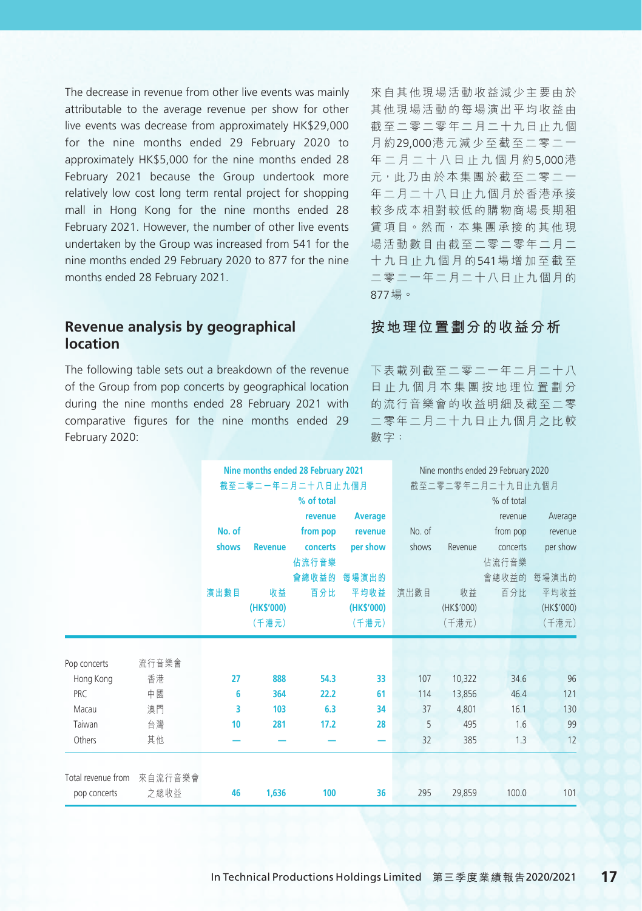The decrease in revenue from other live events was mainly attributable to the average revenue per show for other live events was decrease from approximately HK$29,000 for the nine months ended 29 February 2020 to approximately HK$5,000 for the nine months ended 28 February 2021 because the Group undertook more relatively low cost long term rental project for shopping mall in Hong Kong for the nine months ended 28 February 2021. However, the number of other live events undertaken by the Group was increased from 541 for the nine months ended 29 February 2020 to 877 for the nine months ended 28 February 2021.

來自其他現場活動收益減少主要由於其他現場活動的每場演出平均收益由截至二零二零年二月二十九日止九個月約29,000港元減少至截至二零二一年二月二十八日止九個月約5,000港元，此乃由於本集團於截至二零二一年二月二十八日止九個月於香港承接較多成本相對較低的購物商場長期租賃項目。然而，本集團承接的其他現場活動數目由截至二零二零年二月二十九日止九個月的541場增加至截至二零二一年二月二十八日止九個月的877場。

## Revenue analysis by geographical location

## 按地理位置劃分的收益分析

The following table sets out a breakdown of the revenue of the Group from pop concerts by geographical location during the nine months ended 28 February 2021 with comparative figures for the nine months ended 29 February 2020:

下表載列截至二零二一年二月二十八日止九個月本集團按地理位置劃分的流行音樂會的收益明細及截至二零二零年二月二十九日止九個月之比較數字：

| | | **Nine months ended 28 February 2021 截至二零二一年二月二十八日止九個月** | | | | Nine months ended 29 February 2020 截至二零二零年二月二十九日止九個月 | | | |
|---|---|---|---|---|---|---|---|---|---|
| | | **No. of shows 演出數目** | **Revenue 收益 (HK$'000) (千港元)** | **% of total revenue from pop concerts 佔流行音樂會總收益的百分比** | **Average revenue per show 每場演出的平均收益 (HK$'000) (千港元)** | No. of shows 演出數目 | Revenue 收益 (HK$'000) (千港元) | % of total revenue from pop concerts 佔流行音樂會總收益的百分比 | Average revenue per show 每場演出的平均收益 (HK$'000) (千港元) |
| Pop concerts | 流行音樂會 | | | | | | | | |
| Hong Kong | 香港 | **27** | **888** | **54.3** | **33** | 107 | 10,322 | 34.6 | 96 |
| PRC | 中國 | **6** | **364** | **22.2** | **61** | 114 | 13,856 | 46.4 | 121 |
| Macau | 澳門 | **3** | **103** | **6.3** | **34** | 37 | 4,801 | 16.1 | 130 |
| Taiwan | 台灣 | **10** | **281** | **17.2** | **28** | 5 | 495 | 1.6 | 99 |
| Others | 其他 | **—** | **—** | **—** | **—** | 32 | 385 | 1.3 | 12 |
| Total revenue from pop concerts | 來自流行音樂會之總收益 | **46** | **1,636** | **100** | **36** | 295 | 29,859 | 100.0 | 101 |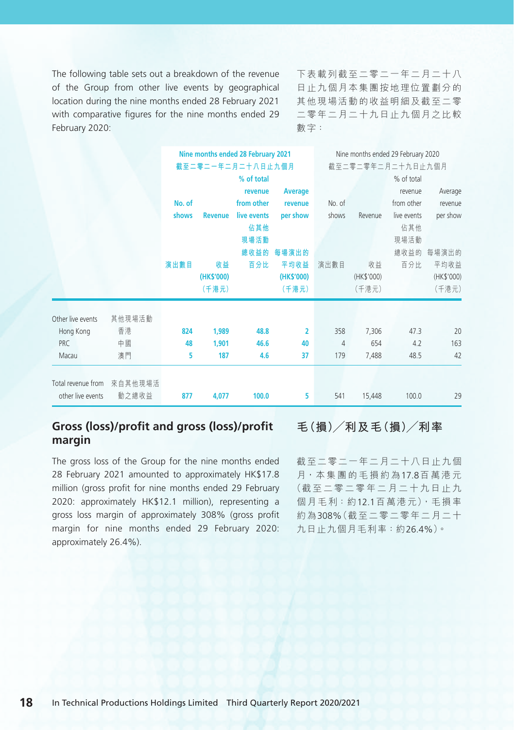The following table sets out a breakdown of the revenue of the Group from other live events by geographical location during the nine months ended 28 February 2021 with comparative figures for the nine months ended 29 February 2020:

下表載列截至二零二一年二月二十八日止九個月本集團按地理位置劃分的其他現場活動的收益明細及截至二零二零年二月二十九日止九個月之比較數字：

| | | Nine months ended 28 February 2021 截至二零二一年二月二十八日止九個月 | | | | Nine months ended 29 February 2020 截至二零二零年二月二十九日止九個月 | | | |
|---|---|---|---|---|---|---|---|---|---|
| | | No. of shows 演出數目 | Revenue 收益 (HK$'000) (千港元) | % of total revenue from other live events 佔其他現場活動總收益的百分比 | Average revenue per show 每場演出的平均收益 (HK$'000) (千港元) | No. of shows 演出數目 | Revenue 收益 (HK$'000) (千港元) | % of total revenue from other live events 佔其他現場活動總收益的百分比 | Average revenue per show 每場演出的平均收益 (HK$'000) (千港元) |
| Other live events | 其他現場活動 | | | | | | | | |
| Hong Kong | 香港 | 824 | 1,989 | 48.8 | 2 | 358 | 7,306 | 47.3 | 20 |
| PRC | 中國 | 48 | 1,901 | 46.6 | 40 | 4 | 654 | 4.2 | 163 |
| Macau | 澳門 | 5 | 187 | 4.6 | 37 | 179 | 7,488 | 48.5 | 42 |
| Total revenue from other live events | 來自其他現場活動之總收益 | 877 | 4,077 | 100.0 | 5 | 541 | 15,448 | 100.0 | 29 |

## Gross (loss)/profit and gross (loss)/profit margin

The gross loss of the Group for the nine months ended 28 February 2021 amounted to approximately HK$17.8 million (gross profit for nine months ended 29 February 2020: approximately HK$12.1 million), representing a gross loss margin of approximately 308% (gross profit margin for nine months ended 29 February 2020: approximately 26.4%).

## 毛（損）╱利及毛（損）╱利率

截至二零二一年二月二十八日止九個月，本集團的毛損約為17.8百萬港元（截至二零二零年二月二十九日止九個月毛利：約12.1百萬港元），毛損率約為308%（截至二零二零年二月二十九日止九個月毛利率：約26.4%）。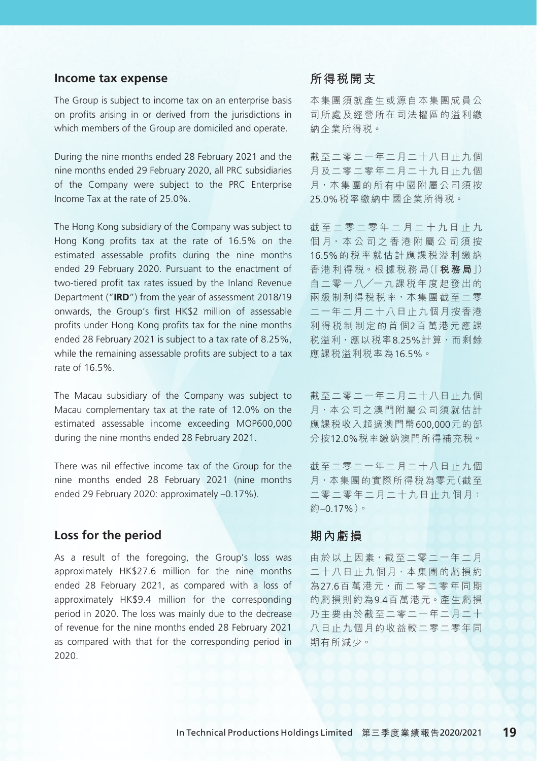## Income tax expense

The Group is subject to income tax on an enterprise basis on profits arising in or derived from the jurisdictions in which members of the Group are domiciled and operate.

During the nine months ended 28 February 2021 and the nine months ended 29 February 2020, all PRC subsidiaries of the Company were subject to the PRC Enterprise Income Tax at the rate of 25.0%.

The Hong Kong subsidiary of the Company was subject to Hong Kong profits tax at the rate of 16.5% on the estimated assessable profits during the nine months ended 29 February 2020. Pursuant to the enactment of two-tiered profit tax rates issued by the Inland Revenue Department ("**IRD**") from the year of assessment 2018/19 onwards, the Group's first HK$2 million of assessable profits under Hong Kong profits tax for the nine months ended 28 February 2021 is subject to a tax rate of 8.25%, while the remaining assessable profits are subject to a tax rate of 16.5%.

The Macau subsidiary of the Company was subject to Macau complementary tax at the rate of 12.0% on the estimated assessable income exceeding MOP600,000 during the nine months ended 28 February 2021.

There was nil effective income tax of the Group for the nine months ended 28 February 2021 (nine months ended 29 February 2020: approximately –0.17%).

## 所得稅開支

本集團須就產生或源自本集團成員公司所處及經營所在司法權區的溢利繳納企業所得稅。

截至二零二一年二月二十八日止九個月及二零二零年二月二十九日止九個月，本集團的所有中國附屬公司須按25.0%稅率繳納中國企業所得稅。

截至二零二零年二月二十九日止九個月，本公司之香港附屬公司須按16.5%的稅率就估計應課稅溢利繳納香港利得稅。根據稅務局（「**稅務局**」）自二零一八╱一九課稅年度起發出的兩級制利得稅稅率，本集團截至二零二一年二月二十八日止九個月按香港利得稅制制定的首個2百萬港元應課稅溢利，應以稅率8.25%計算，而剩餘應課稅溢利稅率為16.5%。

截至二零二一年二月二十八日止九個月，本公司之澳門附屬公司須就估計應課稅收入超過澳門幣600,000元的部分按12.0%稅率繳納澳門所得補充稅。

截至二零二一年二月二十八日止九個月，本集團的實際所得稅為零元（截至二零二零年二月二十九日止九個月：約–0.17%）。

## Loss for the period

As a result of the foregoing, the Group's loss was approximately HK$27.6 million for the nine months ended 28 February 2021, as compared with a loss of approximately HK$9.4 million for the corresponding period in 2020. The loss was mainly due to the decrease of revenue for the nine months ended 28 February 2021 as compared with that for the corresponding period in 2020.

## 期內虧損

由於以上因素，截至二零二一年二月二十八日止九個月，本集團的虧損約為27.6百萬港元，而二零二零年同期的虧損則約為9.4百萬港元。產生虧損乃主要由於截至二零二一年二月二十八日止九個月的收益較二零二零年同期有所減少。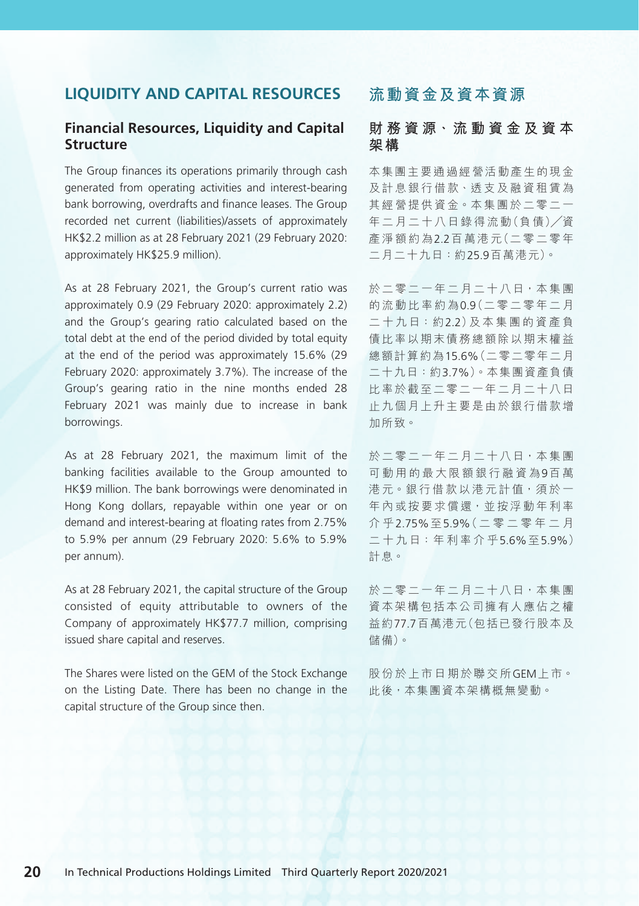## LIQUIDITY AND CAPITAL RESOURCES

### Financial Resources, Liquidity and Capital Structure

The Group finances its operations primarily through cash generated from operating activities and interest-bearing bank borrowing, overdrafts and finance leases. The Group recorded net current (liabilities)/assets of approximately HK$2.2 million as at 28 February 2021 (29 February 2020: approximately HK$25.9 million).

As at 28 February 2021, the Group's current ratio was approximately 0.9 (29 February 2020: approximately 2.2) and the Group's gearing ratio calculated based on the total debt at the end of the period divided by total equity at the end of the period was approximately 15.6% (29 February 2020: approximately 3.7%). The increase of the Group's gearing ratio in the nine months ended 28 February 2021 was mainly due to increase in bank borrowings.

As at 28 February 2021, the maximum limit of the banking facilities available to the Group amounted to HK$9 million. The bank borrowings were denominated in Hong Kong dollars, repayable within one year or on demand and interest-bearing at floating rates from 2.75% to 5.9% per annum (29 February 2020: 5.6% to 5.9% per annum).

As at 28 February 2021, the capital structure of the Group consisted of equity attributable to owners of the Company of approximately HK$77.7 million, comprising issued share capital and reserves.

The Shares were listed on the GEM of the Stock Exchange on the Listing Date. There has been no change in the capital structure of the Group since then.

## 流動資金及資本資源

### 財務資源、流動資金及資本架構

本集團主要通過經營活動產生的現金及計息銀行借款、透支及融資租賃為其經營提供資金。本集團於二零二一年二月二十八日錄得流動(負債)／資產淨額約為2.2百萬港元(二零二零年二月二十九日：約25.9百萬港元)。

於二零二一年二月二十八日，本集團的流動比率約為0.9(二零二零年二月二十九日：約2.2)及本集團的資產負債比率以期末債務總額除以期末權益總額計算約為15.6%(二零二零年二月二十九日：約3.7%)。本集團資產負債比率於截至二零二一年二月二十八日止九個月上升主要是由於銀行借款增加所致。

於二零二一年二月二十八日，本集團可動用的最大限額銀行融資為9百萬港元。銀行借款以港元計值，須於一年內或按要求償還，並按浮動年利率介乎2.75%至5.9%(二零二零年二月二十九日：年利率介乎5.6%至5.9%)計息。

於二零二一年二月二十八日，本集團資本架構包括本公司擁有人應佔之權益約77.7百萬港元(包括已發行股本及儲備)。

股份於上市日期於聯交所GEM上市。此後，本集團資本架構概無變動。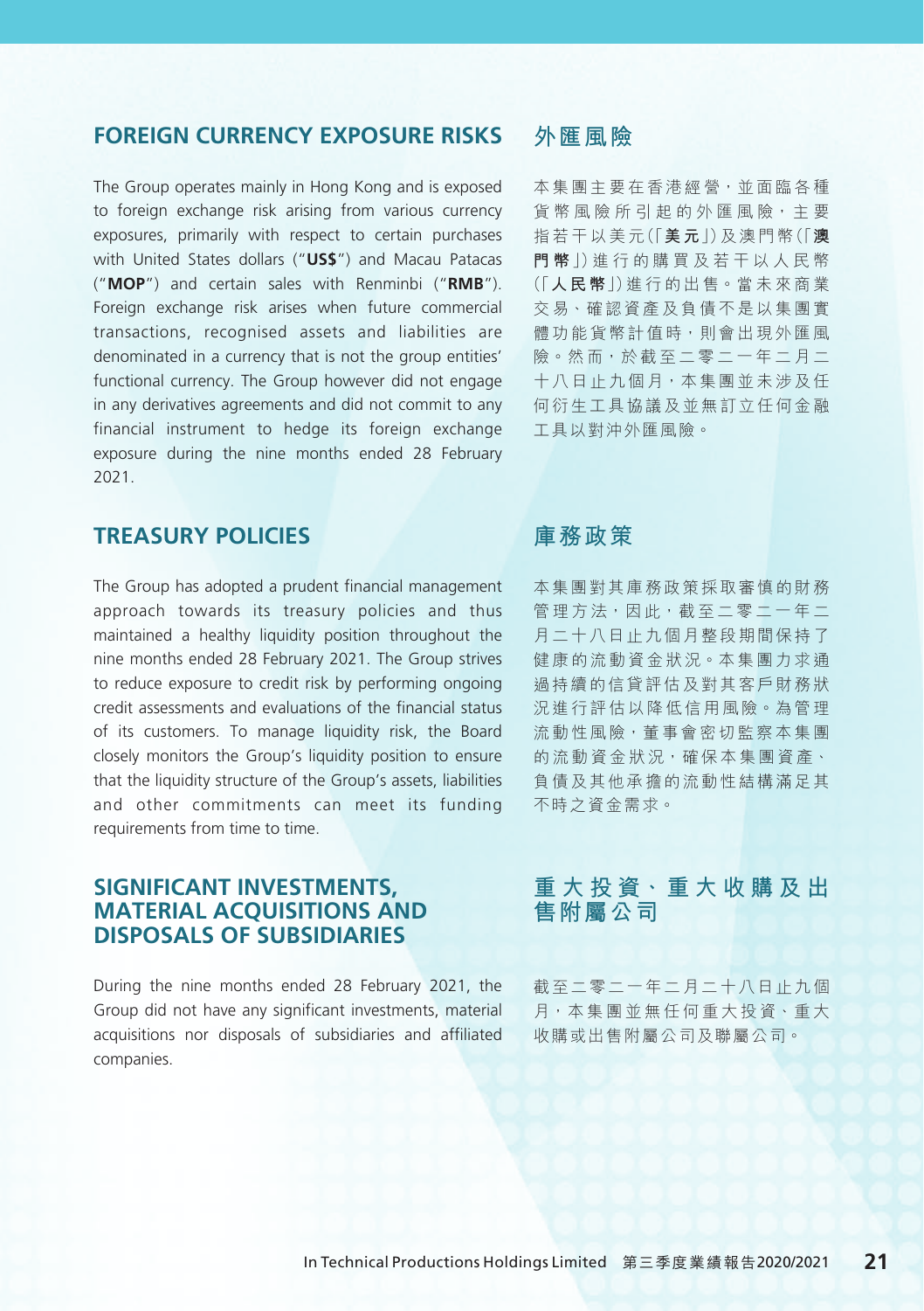## FOREIGN CURRENCY EXPOSURE RISKS

The Group operates mainly in Hong Kong and is exposed to foreign exchange risk arising from various currency exposures, primarily with respect to certain purchases with United States dollars ("**US$**") and Macau Patacas ("**MOP**") and certain sales with Renminbi ("**RMB**"). Foreign exchange risk arises when future commercial transactions, recognised assets and liabilities are denominated in a currency that is not the group entities' functional currency. The Group however did not engage in any derivatives agreements and did not commit to any financial instrument to hedge its foreign exchange exposure during the nine months ended 28 February 2021.

## 外匯風險

本集團主要在香港經營，並面臨各種貨幣風險所引起的外匯風險，主要指若干以美元(「**美元**」)及澳門幣(「**澳門幣**」)進行的購買及若干以人民幣(「**人民幣**」)進行的出售。當未來商業交易、確認資產及負債不是以集團實體功能貨幣計值時，則會出現外匯風險。然而，於截至二零二一年二月二十八日止九個月，本集團並未涉及任何衍生工具協議及並無訂立任何金融工具以對沖外匯風險。

## TREASURY POLICIES

The Group has adopted a prudent financial management approach towards its treasury policies and thus maintained a healthy liquidity position throughout the nine months ended 28 February 2021. The Group strives to reduce exposure to credit risk by performing ongoing credit assessments and evaluations of the financial status of its customers. To manage liquidity risk, the Board closely monitors the Group's liquidity position to ensure that the liquidity structure of the Group's assets, liabilities and other commitments can meet its funding requirements from time to time.

## 庫務政策

本集團對其庫務政策採取審慎的財務管理方法，因此，截至二零二一年二月二十八日止九個月整段期間保持了健康的流動資金狀況。本集團力求通過持續的信貸評估及對其客戶財務狀況進行評估以降低信用風險。為管理流動性風險，董事會密切監察本集團的流動資金狀況，確保本集團資產、負債及其他承擔的流動性結構滿足其不時之資金需求。

## SIGNIFICANT INVESTMENTS, MATERIAL ACQUISITIONS AND DISPOSALS OF SUBSIDIARIES

During the nine months ended 28 February 2021, the Group did not have any significant investments, material acquisitions nor disposals of subsidiaries and affiliated companies.

## 重大投資、重大收購及出售附屬公司

截至二零二一年二月二十八日止九個月，本集團並無任何重大投資、重大收購或出售附屬公司及聯屬公司。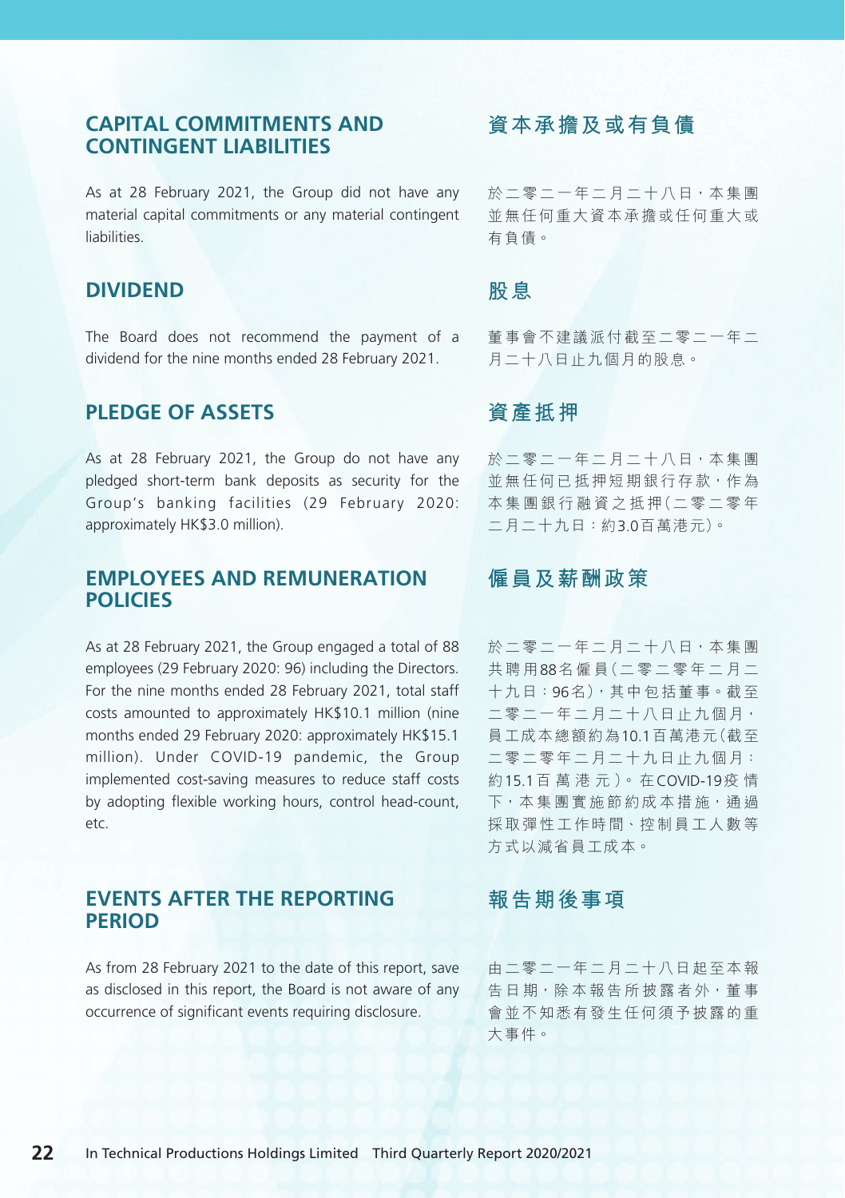## CAPITAL COMMITMENTS AND CONTINGENT LIABILITIES

As at 28 February 2021, the Group did not have any material capital commitments or any material contingent liabilities.

## 資本承擔及或有負債

於二零二一年二月二十八日，本集團並無任何重大資本承擔或任何重大或有負債。

## DIVIDEND

The Board does not recommend the payment of a dividend for the nine months ended 28 February 2021.

## 股息

董事會不建議派付截至二零二一年二月二十八日止九個月的股息。

## PLEDGE OF ASSETS

As at 28 February 2021, the Group do not have any pledged short-term bank deposits as security for the Group's banking facilities (29 February 2020: approximately HK$3.0 million).

## 資產抵押

於二零二一年二月二十八日，本集團並無任何已抵押短期銀行存款，作為本集團銀行融資之抵押（二零二零年二月二十九日：約3.0百萬港元）。

## EMPLOYEES AND REMUNERATION POLICIES

As at 28 February 2021, the Group engaged a total of 88 employees (29 February 2020: 96) including the Directors. For the nine months ended 28 February 2021, total staff costs amounted to approximately HK$10.1 million (nine months ended 29 February 2020: approximately HK$15.1 million). Under COVID-19 pandemic, the Group implemented cost-saving measures to reduce staff costs by adopting flexible working hours, control head-count, etc.

## 僱員及薪酬政策

於二零二一年二月二十八日，本集團共聘用88名僱員（二零二零年二月二十九日：96名），其中包括董事。截至二零二一年二月二十八日止九個月，員工成本總額約為10.1百萬港元（截至二零二零年二月二十九日止九個月：約15.1百萬港元）。在COVID-19疫情下，本集團實施節約成本措施，通過採取彈性工作時間、控制員工人數等方式以減省員工成本。

## EVENTS AFTER THE REPORTING PERIOD

As from 28 February 2021 to the date of this report, save as disclosed in this report, the Board is not aware of any occurrence of significant events requiring disclosure.

## 報告期後事項

由二零二一年二月二十八日起至本報告日期，除本報告所披露者外，董事會並不知悉有發生任何須予披露的重大事件。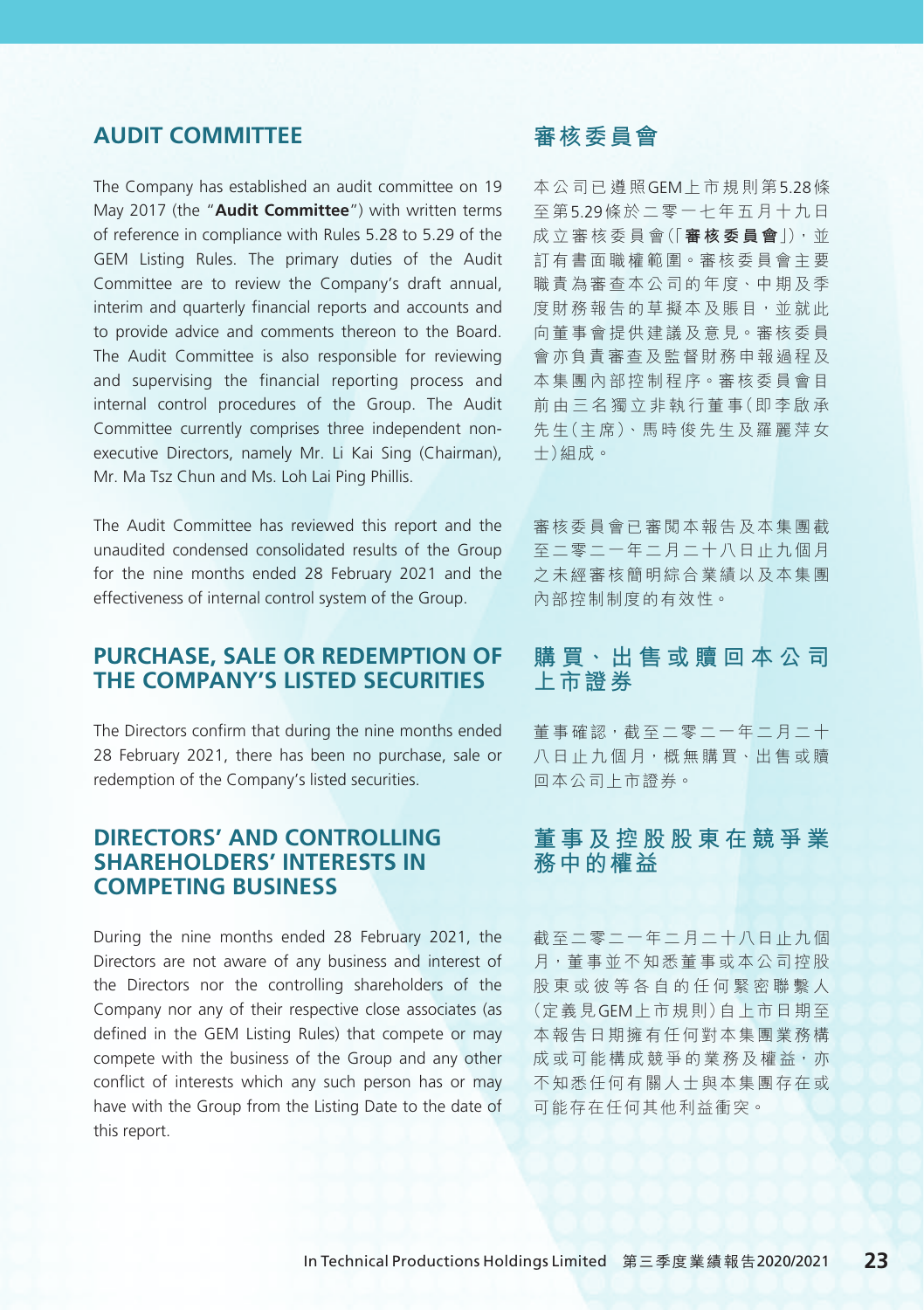## AUDIT COMMITTEE

The Company has established an audit committee on 19 May 2017 (the "**Audit Committee**") with written terms of reference in compliance with Rules 5.28 to 5.29 of the GEM Listing Rules. The primary duties of the Audit Committee are to review the Company's draft annual, interim and quarterly financial reports and accounts and to provide advice and comments thereon to the Board. The Audit Committee is also responsible for reviewing and supervising the financial reporting process and internal control procedures of the Group. The Audit Committee currently comprises three independent non-executive Directors, namely Mr. Li Kai Sing (Chairman), Mr. Ma Tsz Chun and Ms. Loh Lai Ping Phillis.

The Audit Committee has reviewed this report and the unaudited condensed consolidated results of the Group for the nine months ended 28 February 2021 and the effectiveness of internal control system of the Group.

## PURCHASE, SALE OR REDEMPTION OF THE COMPANY'S LISTED SECURITIES

The Directors confirm that during the nine months ended 28 February 2021, there has been no purchase, sale or redemption of the Company's listed securities.

## DIRECTORS' AND CONTROLLING SHAREHOLDERS' INTERESTS IN COMPETING BUSINESS

During the nine months ended 28 February 2021, the Directors are not aware of any business and interest of the Directors nor the controlling shareholders of the Company nor any of their respective close associates (as defined in the GEM Listing Rules) that compete or may compete with the business of the Group and any other conflict of interests which any such person has or may have with the Group from the Listing Date to the date of this report.

## 審核委員會

本公司已遵照GEM上市規則第5.28條至第5.29條於二零一七年五月十九日成立審核委員會(「**審核委員會**」)，並訂有書面職權範圍。審核委員會主要職責為審查本公司的年度、中期及季度財務報告的草擬本及賬目，並就此向董事會提供建議及意見。審核委員會亦負責審查及監督財務申報過程及本集團內部控制程序。審核委員會目前由三名獨立非執行董事(即李啟承先生(主席)、馬時俊先生及羅麗萍女士)組成。

審核委員會已審閱本報告及本集團截至二零二一年二月二十八日止九個月之未經審核簡明綜合業績以及本集團內部控制制度的有效性。

## 購買、出售或贖回本公司上市證券

董事確認，截至二零二一年二月二十八日止九個月，概無購買、出售或贖回本公司上市證券。

## 董事及控股股東在競爭業務中的權益

截至二零二一年二月二十八日止九個月，董事並不知悉董事或本公司控股股東或彼等各自的任何緊密聯繫人(定義見GEM上市規則)自上市日期至本報告日期擁有任何對本集團業務構成或可能構成競爭的業務及權益，亦不知悉任何有關人士與本集團存在或可能存在任何其他利益衝突。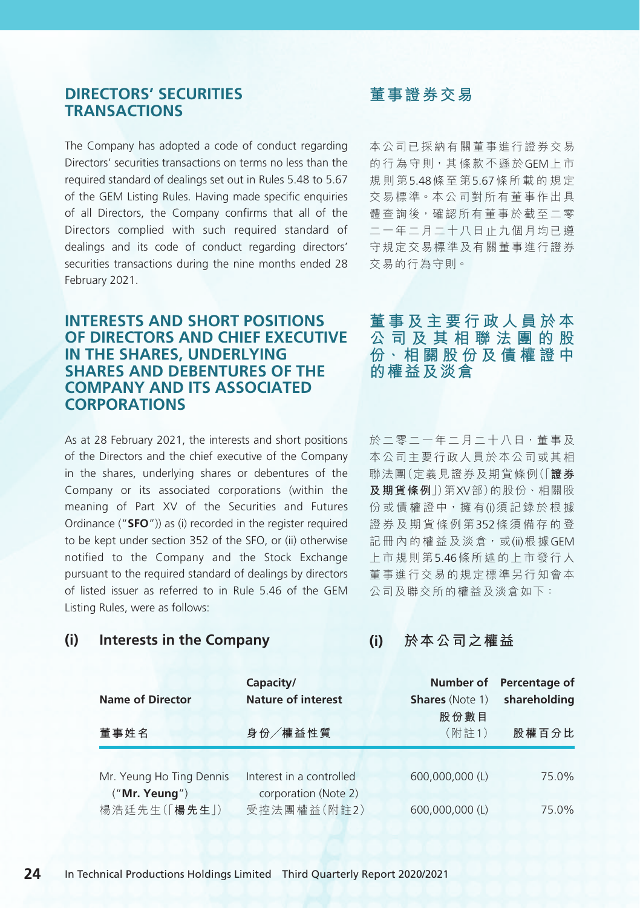## DIRECTORS' SECURITIES TRANSACTIONS

The Company has adopted a code of conduct regarding Directors' securities transactions on terms no less than the required standard of dealings set out in Rules 5.48 to 5.67 of the GEM Listing Rules. Having made specific enquiries of all Directors, the Company confirms that all of the Directors complied with such required standard of dealings and its code of conduct regarding directors' securities transactions during the nine months ended 28 February 2021.

## 董事證券交易

本公司已採納有關董事進行證券交易的行為守則，其條款不遜於GEM上市規則第5.48條至第5.67條所載的規定交易標準。本公司對所有董事作出具體查詢後，確認所有董事於截至二零二一年二月二十八日止九個月均已遵守規定交易標準及有關董事進行證券交易的行為守則。

## INTERESTS AND SHORT POSITIONS OF DIRECTORS AND CHIEF EXECUTIVE IN THE SHARES, UNDERLYING SHARES AND DEBENTURES OF THE COMPANY AND ITS ASSOCIATED CORPORATIONS

As at 28 February 2021, the interests and short positions of the Directors and the chief executive of the Company in the shares, underlying shares or debentures of the Company or its associated corporations (within the meaning of Part XV of the Securities and Futures Ordinance ("**SFO**")) as (i) recorded in the register required to be kept under section 352 of the SFO, or (ii) otherwise notified to the Company and the Stock Exchange pursuant to the required standard of dealings by directors of listed issuer as referred to in Rule 5.46 of the GEM Listing Rules, were as follows:

## 董事及主要行政人員於本公司及其相聯法團的股份、相關股份及債權證中的權益及淡倉

於二零二一年二月二十八日，董事及本公司主要行政人員於本公司或其相聯法團(定義見證券及期貨條例(「**證券及期貨條例**」)第XV部)的股份、相關股份或債權證中，擁有(i)須記錄於根據證券及期貨條例第352條須備存的登記冊內的權益及淡倉，或(ii)根據GEM上市規則第5.46條所述的上市發行人董事進行交易的規定標準另行知會本公司及聯交所的權益及淡倉如下：

### (i) Interests in the Company
### (i) 於本公司之權益

| Name of Director<br>董事姓名 | Capacity/Nature of interest<br>身份╱權益性質 | Number of Shares (Note 1)<br>股份數目(附註1) | Percentage of shareholding<br>股權百分比 |
|---|---|---|---|
| Mr. Yeung Ho Ting Dennis ("**Mr. Yeung**") | Interest in a controlled corporation (Note 2) | 600,000,000 (L) | 75.0% |
| 楊浩廷先生(「**楊先生**」) | 受控法團權益(附註2) | 600,000,000 (L) | 75.0% |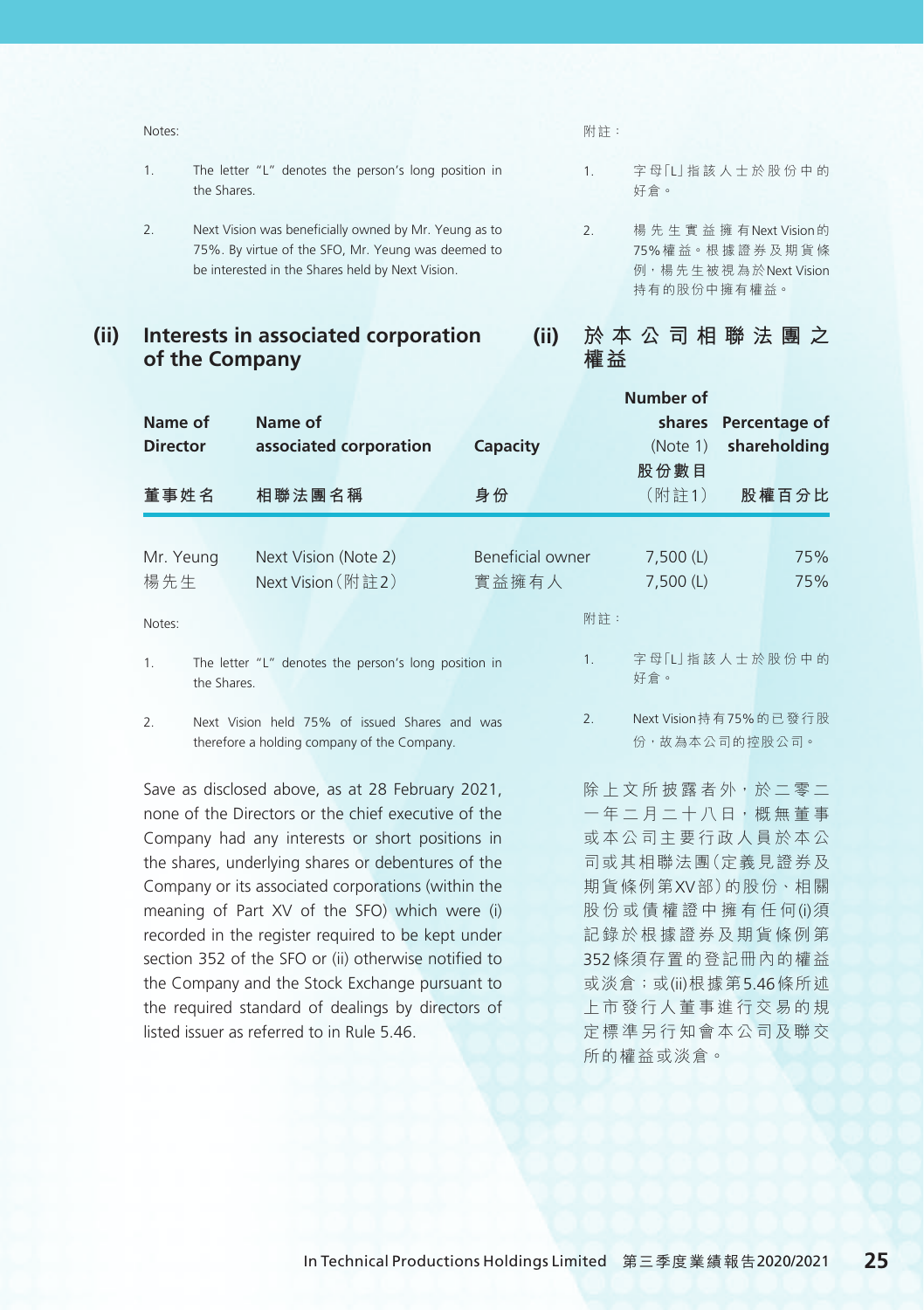Notes:

1. The letter "L" denotes the person's long position in the Shares.
2. Next Vision was beneficially owned by Mr. Yeung as to 75%. By virtue of the SFO, Mr. Yeung was deemed to be interested in the Shares held by Next Vision.

附註：

1. 字母「L」指該人士於股份中的好倉。
2. 楊先生實益擁有Next Vision的75%權益。根據證券及期貨條例，楊先生被視為於Next Vision持有的股份中擁有權益。

## (ii) Interests in associated corporation of the Company

## (ii) 於本公司相聯法團之權益

| Name of Director 董事姓名 | Name of associated corporation 相聯法團名稱 | Capacity 身份 | Number of shares (Note 1) 股份數目（附註1） | Percentage of shareholding 股權百分比 |
|---|---|---|---|---|
| Mr. Yeung | Next Vision (Note 2) | Beneficial owner | 7,500 (L) | 75% |
| 楊先生 | Next Vision（附註2） | 實益擁有人 | 7,500 (L) | 75% |

Notes:

1. The letter "L" denotes the person's long position in the Shares.
2. Next Vision held 75% of issued Shares and was therefore a holding company of the Company.

附註：

1. 字母「L」指該人士於股份中的好倉。
2. Next Vision持有75%的已發行股份，故為本公司的控股公司。

Save as disclosed above, as at 28 February 2021, none of the Directors or the chief executive of the Company had any interests or short positions in the shares, underlying shares or debentures of the Company or its associated corporations (within the meaning of Part XV of the SFO) which were (i) recorded in the register required to be kept under section 352 of the SFO or (ii) otherwise notified to the Company and the Stock Exchange pursuant to the required standard of dealings by directors of listed issuer as referred to in Rule 5.46.

除上文所披露者外，於二零二一年二月二十八日，概無董事或本公司主要行政人員於本公司或其相聯法團（定義見證券及期貨條例第XV部）的股份、相關股份或債權證中擁有任何(i)須記錄於根據證券及期貨條例第352條須存置的登記冊內的權益或淡倉；或(ii)根據第5.46條所述上市發行人董事進行交易的規定標準另行知會本公司及聯交所的權益或淡倉。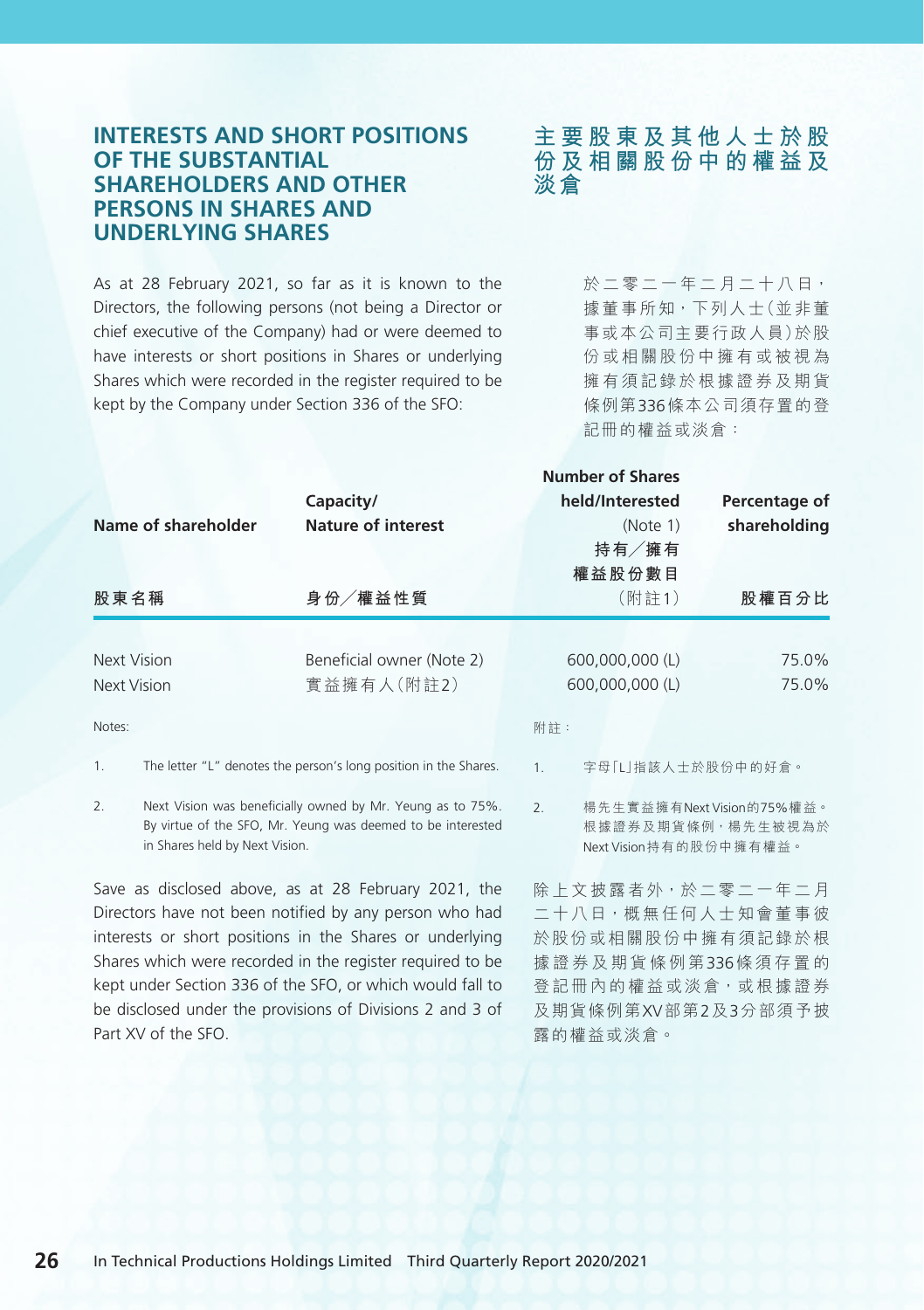## INTERESTS AND SHORT POSITIONS OF THE SUBSTANTIAL SHAREHOLDERS AND OTHER PERSONS IN SHARES AND UNDERLYING SHARES

## 主要股東及其他人士於股份及相關股份中的權益及淡倉

As at 28 February 2021, so far as it is known to the Directors, the following persons (not being a Director or chief executive of the Company) had or were deemed to have interests or short positions in Shares or underlying Shares which were recorded in the register required to be kept by the Company under Section 336 of the SFO:

於二零二一年二月二十八日，據董事所知，下列人士(並非董事或本公司主要行政人員)於股份或相關股份中擁有或被視為擁有須記錄於根據證券及期貨條例第336條本公司須存置的登記冊的權益或淡倉：

| Name of shareholder<br>股東名稱 | Capacity/<br>Nature of interest<br>身份╱權益性質 | Number of Shares held/Interested (Note 1)<br>持有╱擁有權益股份數目(附註1) | Percentage of shareholding<br>股權百分比 |
|---|---|---|---|
| Next Vision | Beneficial owner (Note 2) | 600,000,000 (L) | 75.0% |
| Next Vision | 實益擁有人(附註2) | 600,000,000 (L) | 75.0% |

Notes:

1. The letter "L" denotes the person's long position in the Shares.
2. Next Vision was beneficially owned by Mr. Yeung as to 75%. By virtue of the SFO, Mr. Yeung was deemed to be interested in Shares held by Next Vision.

附註：

1. 字母「L」指該人士於股份中的好倉。
2. 楊先生實益擁有Next Vision的75%權益。根據證券及期貨條例，楊先生被視為於Next Vision持有的股份中擁有權益。

Save as disclosed above, as at 28 February 2021, the Directors have not been notified by any person who had interests or short positions in the Shares or underlying Shares which were recorded in the register required to be kept under Section 336 of the SFO, or which would fall to be disclosed under the provisions of Divisions 2 and 3 of Part XV of the SFO.

除上文披露者外，於二零二一年二月二十八日，概無任何人士知會董事彼於股份或相關股份中擁有須記錄於根據證券及期貨條例第336條須存置的登記冊內的權益或淡倉，或根據證券及期貨條例第XV部第2及3分部須予披露的權益或淡倉。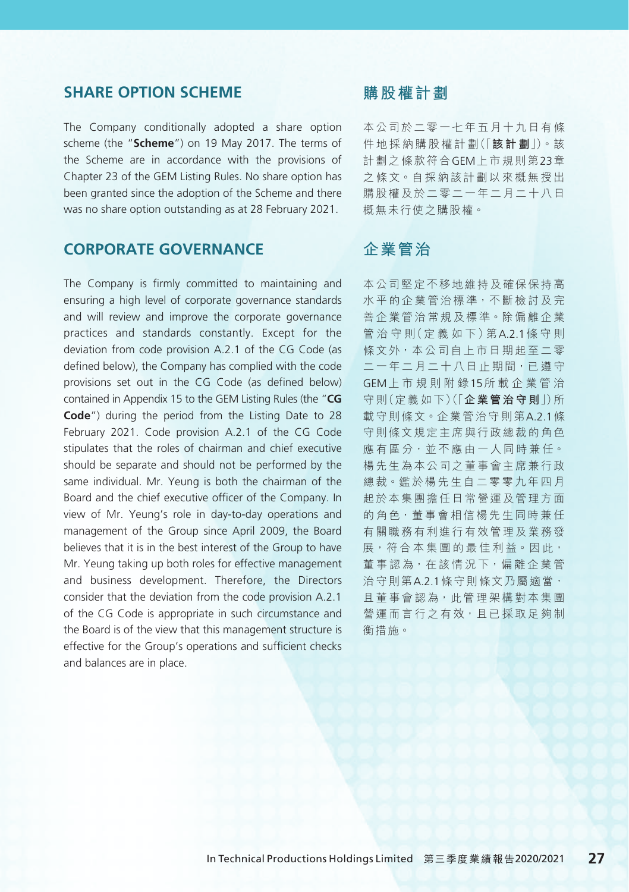## SHARE OPTION SCHEME

The Company conditionally adopted a share option scheme (the "**Scheme**") on 19 May 2017. The terms of the Scheme are in accordance with the provisions of Chapter 23 of the GEM Listing Rules. No share option has been granted since the adoption of the Scheme and there was no share option outstanding as at 28 February 2021.

## 購股權計劃

本公司於二零一七年五月十九日有條件地採納購股權計劃(「**該計劃**」)。該計劃之條款符合GEM上市規則第23章之條文。自採納該計劃以來概無授出購股權及於二零二一年二月二十八日概無未行使之購股權。

## CORPORATE GOVERNANCE

The Company is firmly committed to maintaining and ensuring a high level of corporate governance standards and will review and improve the corporate governance practices and standards constantly. Except for the deviation from code provision A.2.1 of the CG Code (as defined below), the Company has complied with the code provisions set out in the CG Code (as defined below) contained in Appendix 15 to the GEM Listing Rules (the "**CG Code**") during the period from the Listing Date to 28 February 2021. Code provision A.2.1 of the CG Code stipulates that the roles of chairman and chief executive should be separate and should not be performed by the same individual. Mr. Yeung is both the chairman of the Board and the chief executive officer of the Company. In view of Mr. Yeung's role in day-to-day operations and management of the Group since April 2009, the Board believes that it is in the best interest of the Group to have Mr. Yeung taking up both roles for effective management and business development. Therefore, the Directors consider that the deviation from the code provision A.2.1 of the CG Code is appropriate in such circumstance and the Board is of the view that this management structure is effective for the Group's operations and sufficient checks and balances are in place.

## 企業管治

本公司堅定不移地維持及確保保持高水平的企業管治標準，不斷檢討及完善企業管治常規及標準。除偏離企業管治守則(定義如下)第A.2.1條守則條文外，本公司自上市日期起至二零二一年二月二十八日止期間，已遵守GEM上市規則附錄15所載企業管治守則(定義如下)(「**企業管治守則**」)所載守則條文。企業管治守則第A.2.1條守則條文規定主席與行政總裁的角色應有區分，並不應由一人同時兼任。楊先生為本公司之董事會主席兼行政總裁。鑑於楊先生自二零零九年四月起於本集團擔任日常營運及管理方面的角色，董事會相信楊先生同時兼任有關職務有利進行有效管理及業務發展，符合本集團的最佳利益。因此，董事認為，在該情況下，偏離企業管治守則第A.2.1條守則條文乃屬適當，且董事會認為，此管理架構對本集團營運而言行之有效，且已採取足夠制衡措施。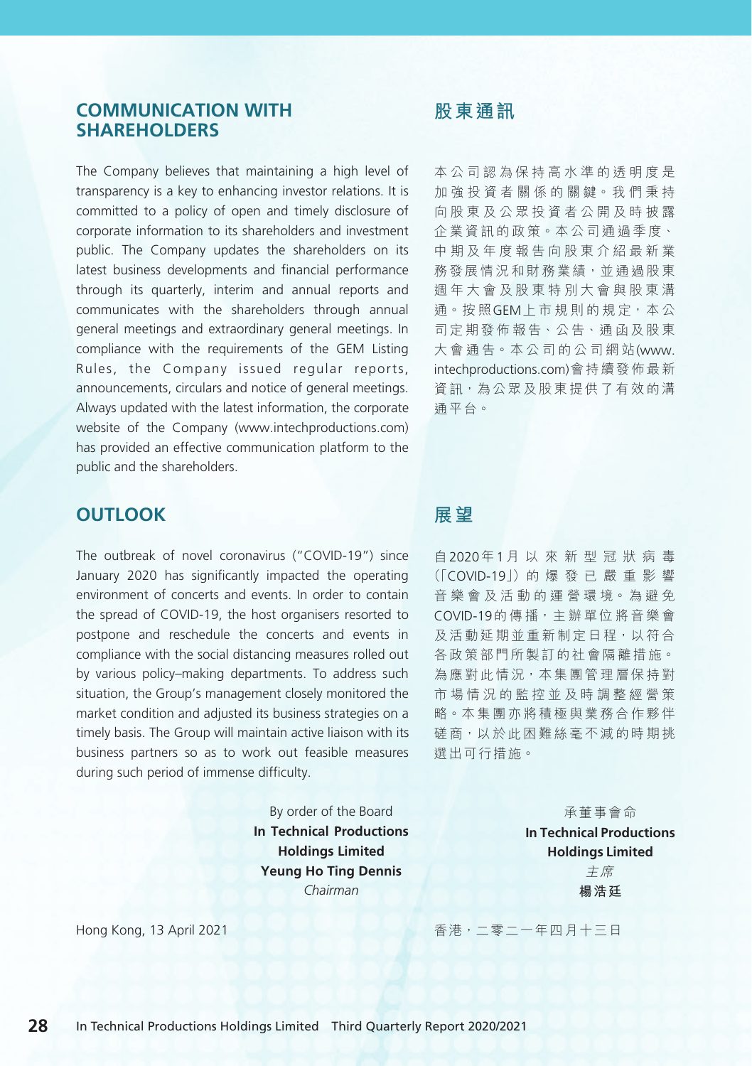## COMMUNICATION WITH SHAREHOLDERS

The Company believes that maintaining a high level of transparency is a key to enhancing investor relations. It is committed to a policy of open and timely disclosure of corporate information to its shareholders and investment public. The Company updates the shareholders on its latest business developments and financial performance through its quarterly, interim and annual reports and communicates with the shareholders through annual general meetings and extraordinary general meetings. In compliance with the requirements of the GEM Listing Rules, the Company issued regular reports, announcements, circulars and notice of general meetings. Always updated with the latest information, the corporate website of the Company (www.intechproductions.com) has provided an effective communication platform to the public and the shareholders.

## OUTLOOK

The outbreak of novel coronavirus ("COVID-19") since January 2020 has significantly impacted the operating environment of concerts and events. In order to contain the spread of COVID-19, the host organisers resorted to postpone and reschedule the concerts and events in compliance with the social distancing measures rolled out by various policy–making departments. To address such situation, the Group's management closely monitored the market condition and adjusted its business strategies on a timely basis. The Group will maintain active liaison with its business partners so as to work out feasible measures during such period of immense difficulty.

By order of the Board
**In Technical Productions Holdings Limited**
**Yeung Ho Ting Dennis**
*Chairman*

Hong Kong, 13 April 2021

## 股東通訊

本公司認為保持高水準的透明度是加強投資者關係的關鍵。我們秉持向股東及公眾投資者公開及時披露企業資訊的政策。本公司通過季度、中期及年度報告向股東介紹最新業務發展情況和財務業績，並通過股東週年大會及股東特別大會與股東溝通。按照GEM上市規則的規定，本公司定期發佈報告、公告、通函及股東大會通告。本公司的公司網站(www.intechproductions.com)會持續發佈最新資訊，為公眾及股東提供了有效的溝通平台。

## 展望

自2020年1月以來新型冠狀病毒(「COVID-19」)的爆發已嚴重影響音樂會及活動的運營環境。為避免COVID-19的傳播，主辦單位將音樂會及活動延期並重新制定日程，以符合各政策部門所製訂的社會隔離措施。為應對此情況，本集團管理層保持對市場情況的監控並及時調整經營策略。本集團亦將積極與業務合作夥伴磋商，以於此困難絲毫不減的時期挑選出可行措施。

承董事會命
**In Technical Productions Holdings Limited**
*主席*
**楊浩廷**

香港，二零二一年四月十三日